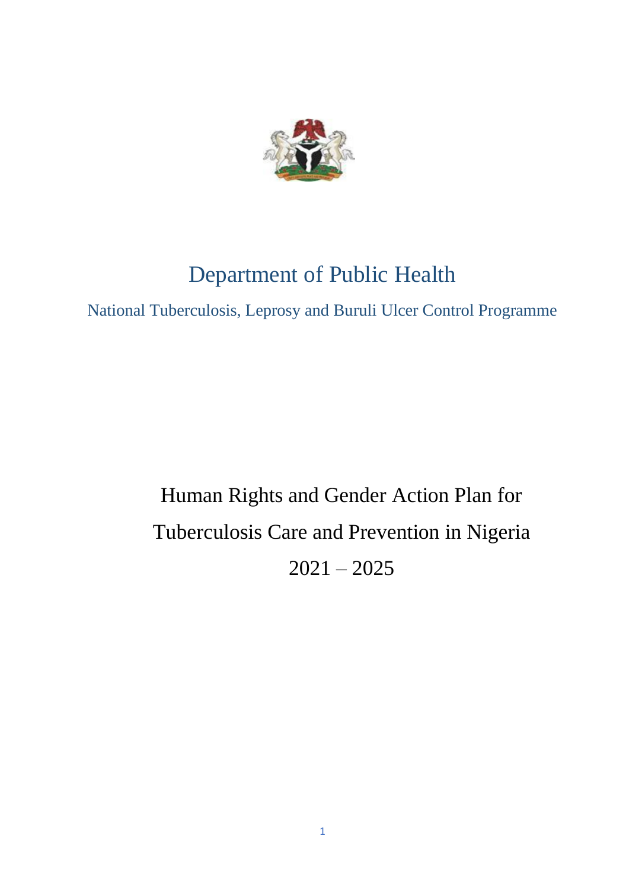# Department of Public Health

## National Tuberculosis, Leprosy and Buruli Ulcer Control Programme

# Human Rights and Gender Action Plan for Tuberculosis Care and Prevention in Nigeria 2021 – 2025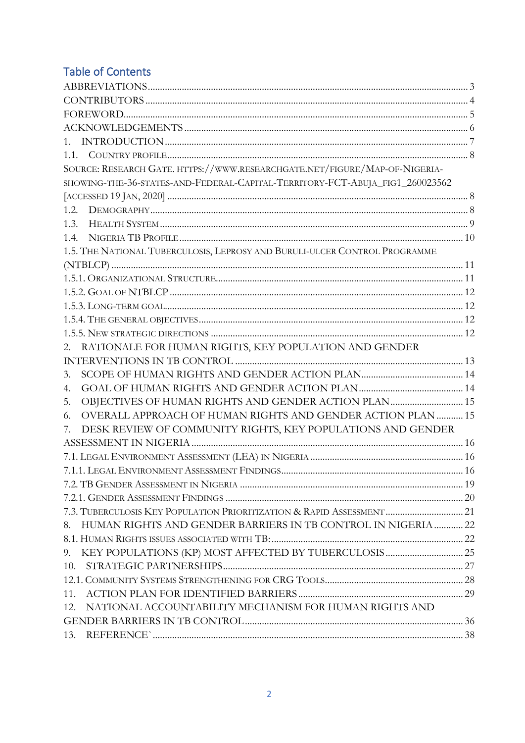## Table of Contents

ABBREVIATIONS .......... 3
CONTRIBUTORS .......... 4
FOREWORD .......... 5
ACKNOWLEDGEMENTS .......... 6
1. INTRODUCTION .......... 7
1.1. COUNTRY PROFILE .......... 8
SOURCE: RESEARCH GATE. HTTPS://WWW.RESEARCHGATE.NET/FIGURE/MAP-OF-NIGERIA-SHOWING-THE-36-STATES-AND-FEDERAL-CAPITAL-TERRITORY-FCT-ABUJA_FIG1_260023562 [ACCESSED 19 JAN, 2020] .......... 8
1.2. DEMOGRAPHY .......... 8
1.3. HEALTH SYSTEM .......... 9
1.4. NIGERIA TB PROFILE .......... 10
1.5. THE NATIONAL TUBERCULOSIS, LEPROSY AND BURULI-ULCER CONTROL PROGRAMME (NTBLCP) .......... 11
1.5.1. ORGANIZATIONAL STRUCTURE .......... 11
1.5.2. GOAL OF NTBLCP .......... 12
1.5.3. LONG-TERM GOAL .......... 12
1.5.4. THE GENERAL OBJECTIVES .......... 12
1.5.5. NEW STRATEGIC DIRECTIONS .......... 12
2. RATIONALE FOR HUMAN RIGHTS, KEY POPULATION AND GENDER INTERVENTIONS IN TB CONTROL .......... 13
3. SCOPE OF HUMAN RIGHTS AND GENDER ACTION PLAN .......... 14
4. GOAL OF HUMAN RIGHTS AND GENDER ACTION PLAN .......... 14
5. OBJECTIVES OF HUMAN RIGHTS AND GENDER ACTION PLAN .......... 15
6. OVERALL APPROACH OF HUMAN RIGHTS AND GENDER ACTION PLAN .......... 15
7. DESK REVIEW OF COMMUNITY RIGHTS, KEY POPULATIONS AND GENDER ASSESSMENT IN NIGERIA .......... 16
7.1. LEGAL ENVIRONMENT ASSESSMENT (LEA) IN NIGERIA .......... 16
7.1.1. LEGAL ENVIRONMENT ASSESSMENT FINDINGS .......... 16
7.2. TB GENDER ASSESSMENT IN NIGERIA .......... 19
7.2.1. GENDER ASSESSMENT FINDINGS .......... 20
7.3. TUBERCULOSIS KEY POPULATION PRIORITIZATION & RAPID ASSESSMENT .......... 21
8. HUMAN RIGHTS AND GENDER BARRIERS IN TB CONTROL IN NIGERIA .......... 22
8.1. HUMAN RIGHTS ISSUES ASSOCIATED WITH TB: .......... 22
9. KEY POPULATIONS (KP) MOST AFFECTED BY TUBERCULOSIS .......... 25
10. STRATEGIC PARTNERSHIPS .......... 27
12.1. COMMUNITY SYSTEMS STRENGTHENING FOR CRG TOOLS .......... 28
11. ACTION PLAN FOR IDENTIFIED BARRIERS .......... 29
12. NATIONAL ACCOUNTABILITY MECHANISM FOR HUMAN RIGHTS AND GENDER BARRIERS IN TB CONTROL .......... 36
13. REFERENCE` .......... 38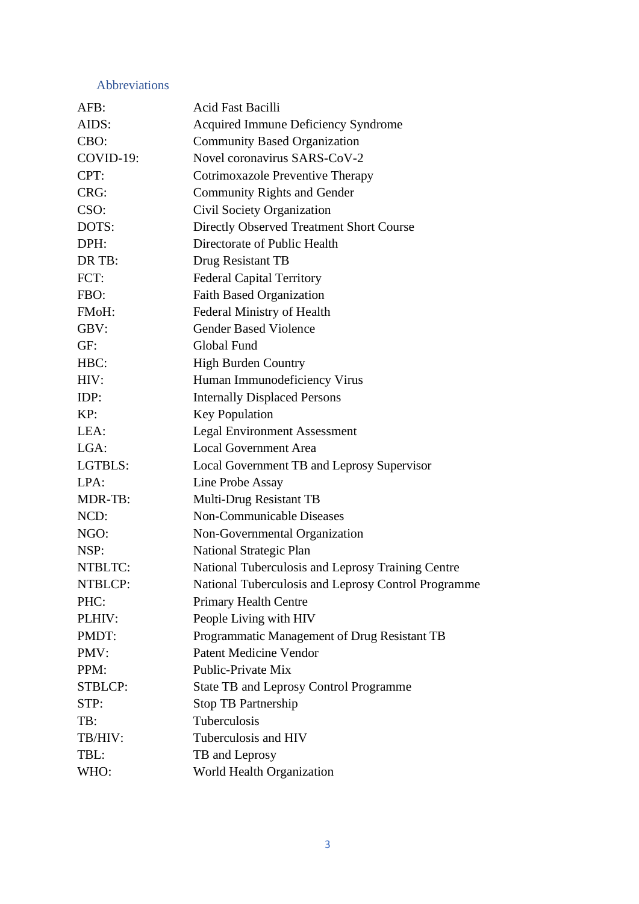## Abbreviations

| | |
|---|---|
| AFB: | Acid Fast Bacilli |
| AIDS: | Acquired Immune Deficiency Syndrome |
| CBO: | Community Based Organization |
| COVID-19: | Novel coronavirus SARS-CoV-2 |
| CPT: | Cotrimoxazole Preventive Therapy |
| CRG: | Community Rights and Gender |
| CSO: | Civil Society Organization |
| DOTS: | Directly Observed Treatment Short Course |
| DPH: | Directorate of Public Health |
| DR TB: | Drug Resistant TB |
| FCT: | Federal Capital Territory |
| FBO: | Faith Based Organization |
| FMoH: | Federal Ministry of Health |
| GBV: | Gender Based Violence |
| GF: | Global Fund |
| HBC: | High Burden Country |
| HIV: | Human Immunodeficiency Virus |
| IDP: | Internally Displaced Persons |
| KP: | Key Population |
| LEA: | Legal Environment Assessment |
| LGA: | Local Government Area |
| LGTBLS: | Local Government TB and Leprosy Supervisor |
| LPA: | Line Probe Assay |
| MDR-TB: | Multi-Drug Resistant TB |
| NCD: | Non-Communicable Diseases |
| NGO: | Non-Governmental Organization |
| NSP: | National Strategic Plan |
| NTBLTC: | National Tuberculosis and Leprosy Training Centre |
| NTBLCP: | National Tuberculosis and Leprosy Control Programme |
| PHC: | Primary Health Centre |
| PLHIV: | People Living with HIV |
| PMDT: | Programmatic Management of Drug Resistant TB |
| PMV: | Patent Medicine Vendor |
| PPM: | Public-Private Mix |
| STBLCP: | State TB and Leprosy Control Programme |
| STP: | Stop TB Partnership |
| TB: | Tuberculosis |
| TB/HIV: | Tuberculosis and HIV |
| TBL: | TB and Leprosy |
| WHO: | World Health Organization |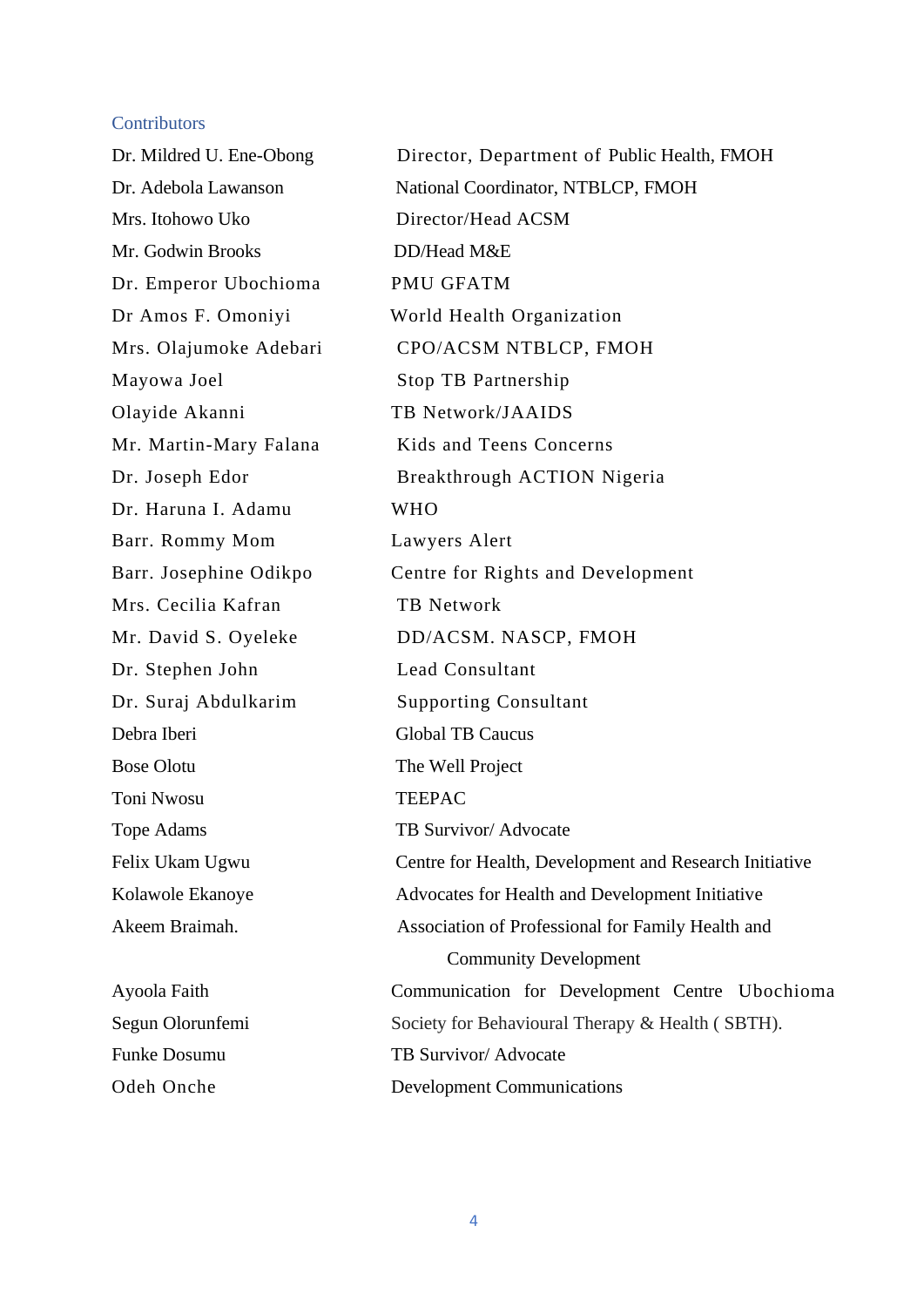## Contributors

| | |
|---|---|
| Dr. Mildred U. Ene-Obong | Director, Department of Public Health, FMOH |
| Dr. Adebola Lawanson | National Coordinator, NTBLCP, FMOH |
| Mrs. Itohowo Uko | Director/Head ACSM |
| Mr. Godwin Brooks | DD/Head M&E |
| Dr. Emperor Ubochioma | PMU GFATM |
| Dr Amos F. Omoniyi | World Health Organization |
| Mrs. Olajumoke Adebari | CPO/ACSM NTBLCP, FMOH |
| Mayowa Joel | Stop TB Partnership |
| Olayide Akanni | TB Network/JAAIDS |
| Mr. Martin-Mary Falana | Kids and Teens Concerns |
| Dr. Joseph Edor | Breakthrough ACTION Nigeria |
| Dr. Haruna I. Adamu | WHO |
| Barr. Rommy Mom | Lawyers Alert |
| Barr. Josephine Odikpo | Centre for Rights and Development |
| Mrs. Cecilia Kafran | TB Network |
| Mr. David S. Oyeleke | DD/ACSM. NASCP, FMOH |
| Dr. Stephen John | Lead Consultant |
| Dr. Suraj Abdulkarim | Supporting Consultant |
| Debra Iberi | Global TB Caucus |
| Bose Olotu | The Well Project |
| Toni Nwosu | TEEPAC |
| Tope Adams | TB Survivor/ Advocate |
| Felix Ukam Ugwu | Centre for Health, Development and Research Initiative |
| Kolawole Ekanoye | Advocates for Health and Development Initiative |
| Akeem Braimah. | Association of Professional for Family Health and Community Development |
| Ayoola Faith | Communication for Development Centre Ubochioma |
| Segun Olorunfemi | Society for Behavioural Therapy & Health ( SBTH). |
| Funke Dosumu | TB Survivor/ Advocate |
| Odeh Onche | Development Communications |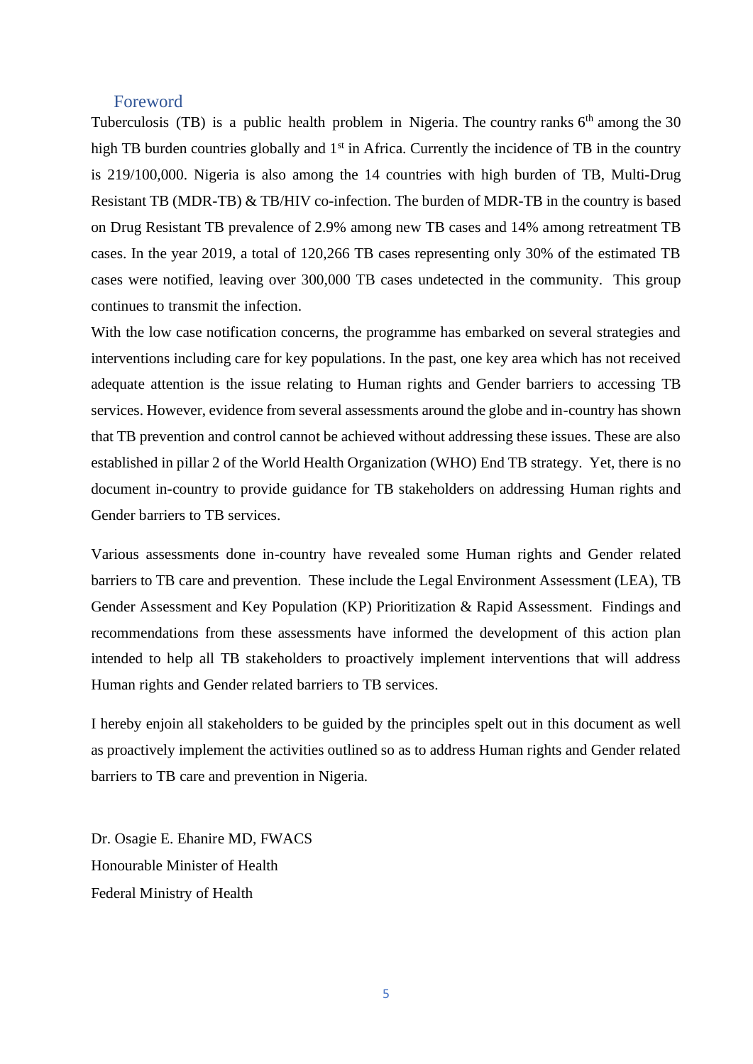## Foreword

Tuberculosis (TB) is a public health problem in Nigeria. The country ranks 6th among the 30 high TB burden countries globally and 1st in Africa. Currently the incidence of TB in the country is 219/100,000. Nigeria is also among the 14 countries with high burden of TB, Multi-Drug Resistant TB (MDR-TB) & TB/HIV co-infection. The burden of MDR-TB in the country is based on Drug Resistant TB prevalence of 2.9% among new TB cases and 14% among retreatment TB cases. In the year 2019, a total of 120,266 TB cases representing only 30% of the estimated TB cases were notified, leaving over 300,000 TB cases undetected in the community. This group continues to transmit the infection.

With the low case notification concerns, the programme has embarked on several strategies and interventions including care for key populations. In the past, one key area which has not received adequate attention is the issue relating to Human rights and Gender barriers to accessing TB services. However, evidence from several assessments around the globe and in-country has shown that TB prevention and control cannot be achieved without addressing these issues. These are also established in pillar 2 of the World Health Organization (WHO) End TB strategy. Yet, there is no document in-country to provide guidance for TB stakeholders on addressing Human rights and Gender barriers to TB services.

Various assessments done in-country have revealed some Human rights and Gender related barriers to TB care and prevention. These include the Legal Environment Assessment (LEA), TB Gender Assessment and Key Population (KP) Prioritization & Rapid Assessment. Findings and recommendations from these assessments have informed the development of this action plan intended to help all TB stakeholders to proactively implement interventions that will address Human rights and Gender related barriers to TB services.

I hereby enjoin all stakeholders to be guided by the principles spelt out in this document as well as proactively implement the activities outlined so as to address Human rights and Gender related barriers to TB care and prevention in Nigeria.

Dr. Osagie E. Ehanire MD, FWACS  
Honourable Minister of Health  
Federal Ministry of Health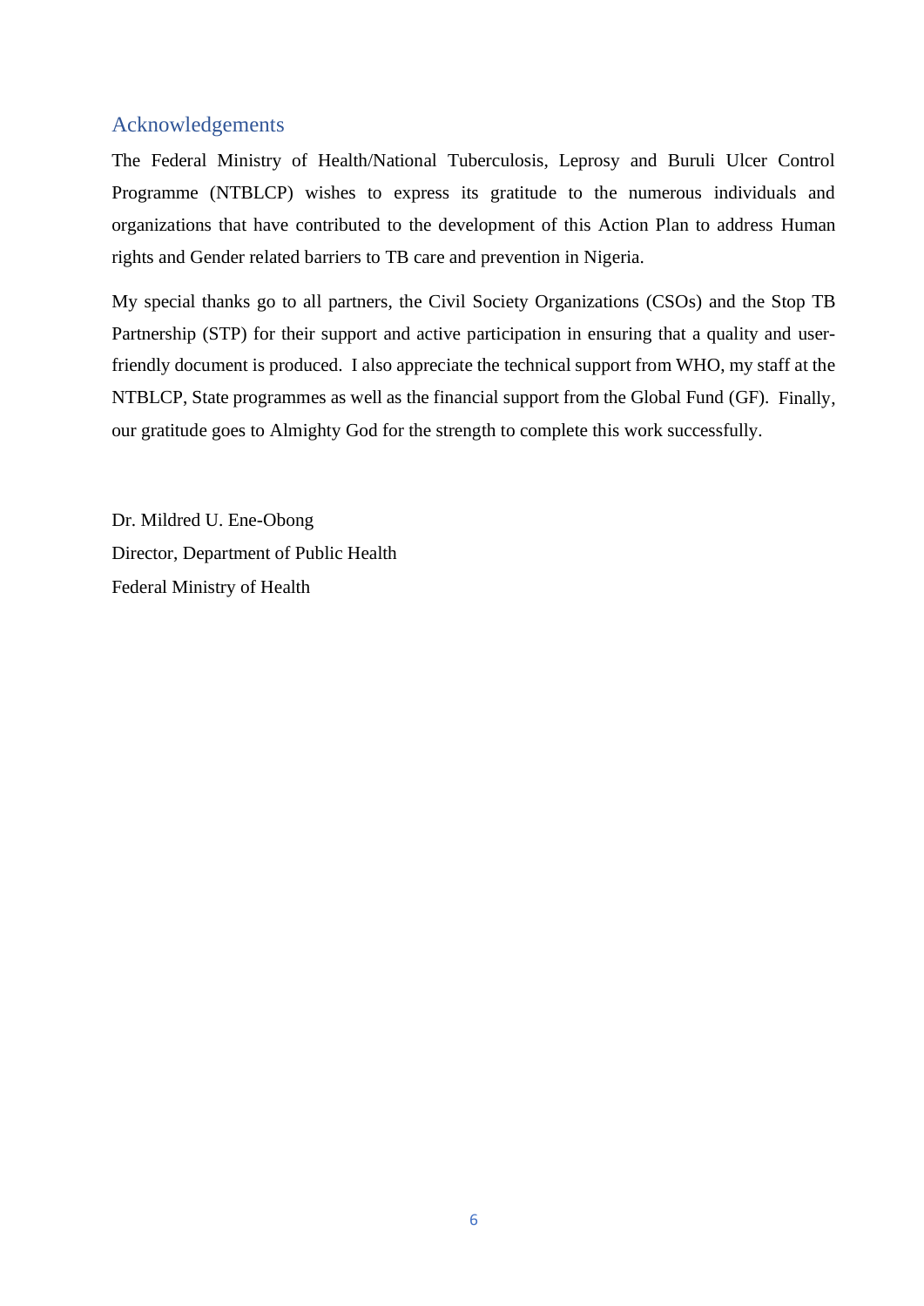## Acknowledgements

The Federal Ministry of Health/National Tuberculosis, Leprosy and Buruli Ulcer Control Programme (NTBLCP) wishes to express its gratitude to the numerous individuals and organizations that have contributed to the development of this Action Plan to address Human rights and Gender related barriers to TB care and prevention in Nigeria.

My special thanks go to all partners, the Civil Society Organizations (CSOs) and the Stop TB Partnership (STP) for their support and active participation in ensuring that a quality and user-friendly document is produced. I also appreciate the technical support from WHO, my staff at the NTBLCP, State programmes as well as the financial support from the Global Fund (GF). Finally, our gratitude goes to Almighty God for the strength to complete this work successfully.

Dr. Mildred U. Ene-Obong
Director, Department of Public Health
Federal Ministry of Health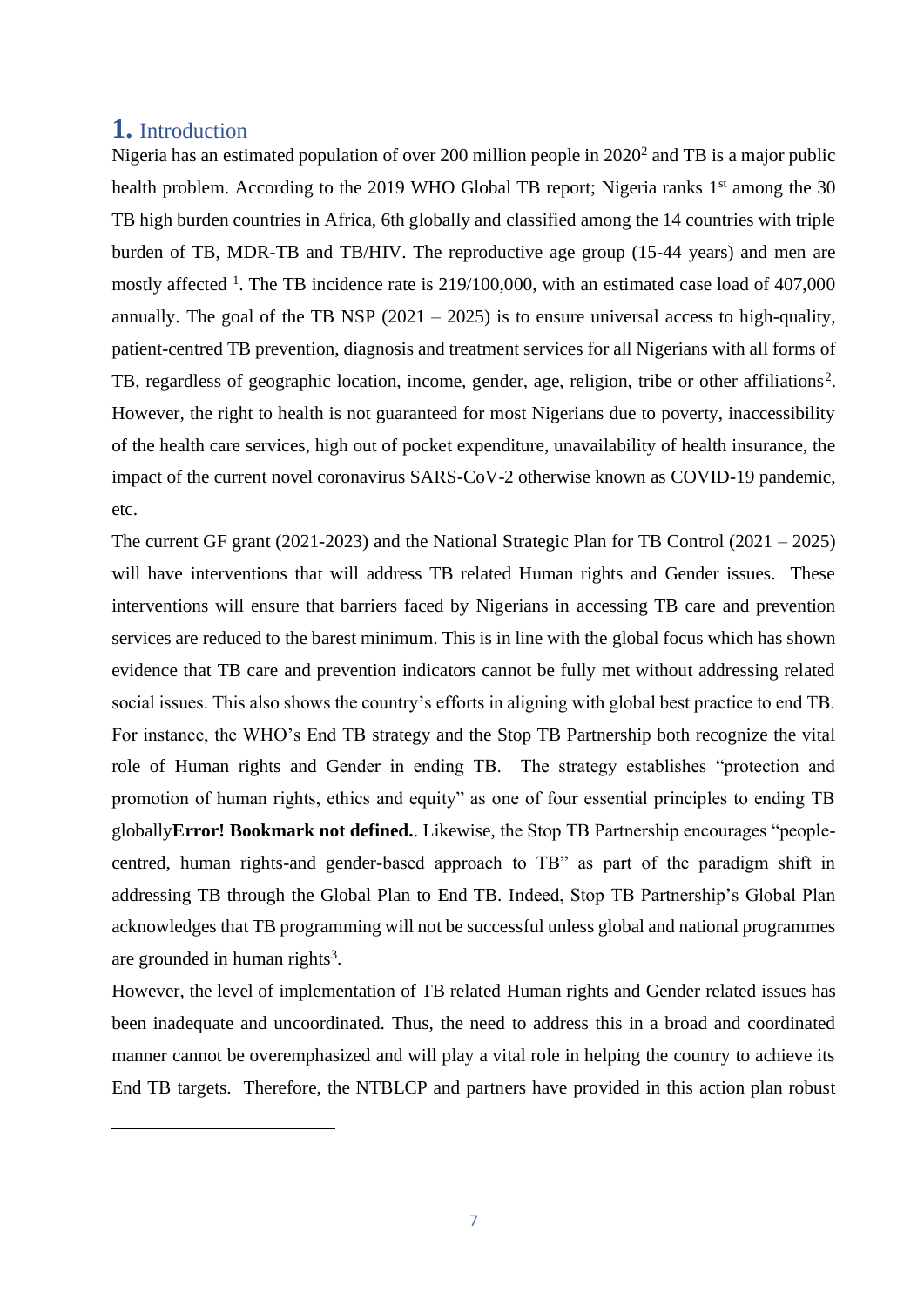# 1. Introduction

Nigeria has an estimated population of over 200 million people in 2020[2] and TB is a major public health problem. According to the 2019 WHO Global TB report; Nigeria ranks 1st among the 30 TB high burden countries in Africa, 6th globally and classified among the 14 countries with triple burden of TB, MDR-TB and TB/HIV. The reproductive age group (15-44 years) and men are mostly affected [1]. The TB incidence rate is 219/100,000, with an estimated case load of 407,000 annually. The goal of the TB NSP (2021 – 2025) is to ensure universal access to high-quality, patient-centred TB prevention, diagnosis and treatment services for all Nigerians with all forms of TB, regardless of geographic location, income, gender, age, religion, tribe or other affiliations[2]. However, the right to health is not guaranteed for most Nigerians due to poverty, inaccessibility of the health care services, high out of pocket expenditure, unavailability of health insurance, the impact of the current novel coronavirus SARS-CoV-2 otherwise known as COVID-19 pandemic, etc.

The current GF grant (2021-2023) and the National Strategic Plan for TB Control (2021 – 2025) will have interventions that will address TB related Human rights and Gender issues. These interventions will ensure that barriers faced by Nigerians in accessing TB care and prevention services are reduced to the barest minimum. This is in line with the global focus which has shown evidence that TB care and prevention indicators cannot be fully met without addressing related social issues. This also shows the country's efforts in aligning with global best practice to end TB. For instance, the WHO's End TB strategy and the Stop TB Partnership both recognize the vital role of Human rights and Gender in ending TB. The strategy establishes "protection and promotion of human rights, ethics and equity" as one of four essential principles to ending TB globally**Error! Bookmark not defined.**. Likewise, the Stop TB Partnership encourages "people-centred, human rights-and gender-based approach to TB" as part of the paradigm shift in addressing TB through the Global Plan to End TB. Indeed, Stop TB Partnership's Global Plan acknowledges that TB programming will not be successful unless global and national programmes are grounded in human rights[3].

However, the level of implementation of TB related Human rights and Gender related issues has been inadequate and uncoordinated. Thus, the need to address this in a broad and coordinated manner cannot be overemphasized and will play a vital role in helping the country to achieve its End TB targets. Therefore, the NTBLCP and partners have provided in this action plan robust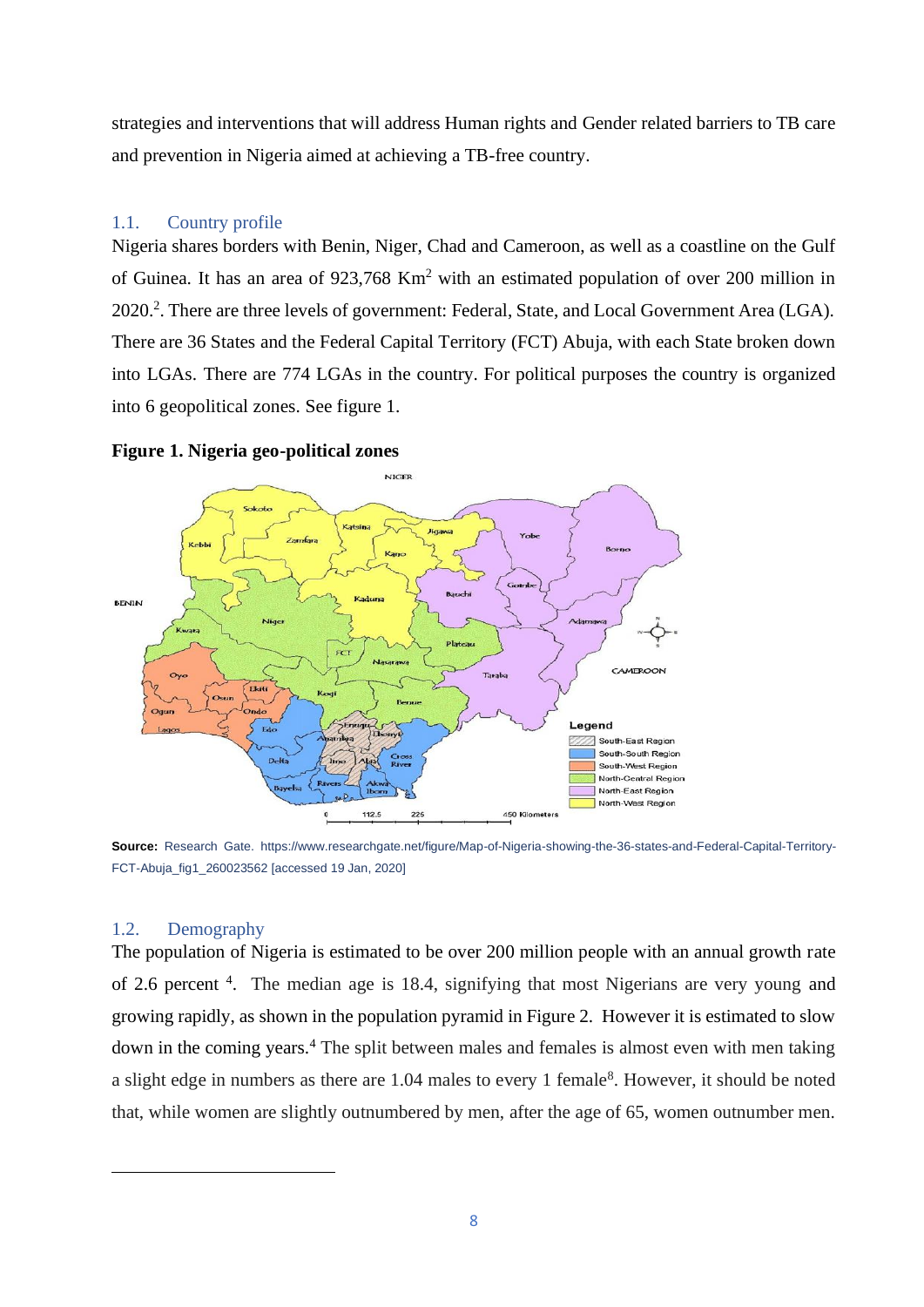strategies and interventions that will address Human rights and Gender related barriers to TB care and prevention in Nigeria aimed at achieving a TB-free country.

## 1.1. Country profile

Nigeria shares borders with Benin, Niger, Chad and Cameroon, as well as a coastline on the Gulf of Guinea. It has an area of 923,768 $Km^2$ with an estimated population of over 200 million in 2020.[2]. There are three levels of government: Federal, State, and Local Government Area (LGA). There are 36 States and the Federal Capital Territory (FCT) Abuja, with each State broken down into LGAs. There are 774 LGAs in the country. For political purposes the country is organized into 6 geopolitical zones. See figure 1.

**Figure 1. Nigeria geo-political zones**

**Source:** Research Gate. https://www.researchgate.net/figure/Map-of-Nigeria-showing-the-36-states-and-Federal-Capital-Territory-FCT-Abuja_fig1_260023562 [accessed 19 Jan, 2020]

## 1.2. Demography

The population of Nigeria is estimated to be over 200 million people with an annual growth rate of 2.6 percent [4]. The median age is 18.4, signifying that most Nigerians are very young and growing rapidly, as shown in the population pyramid in Figure 2. However it is estimated to slow down in the coming years.[4] The split between males and females is almost even with men taking a slight edge in numbers as there are 1.04 males to every 1 female[8]. However, it should be noted that, while women are slightly outnumbered by men, after the age of 65, women outnumber men.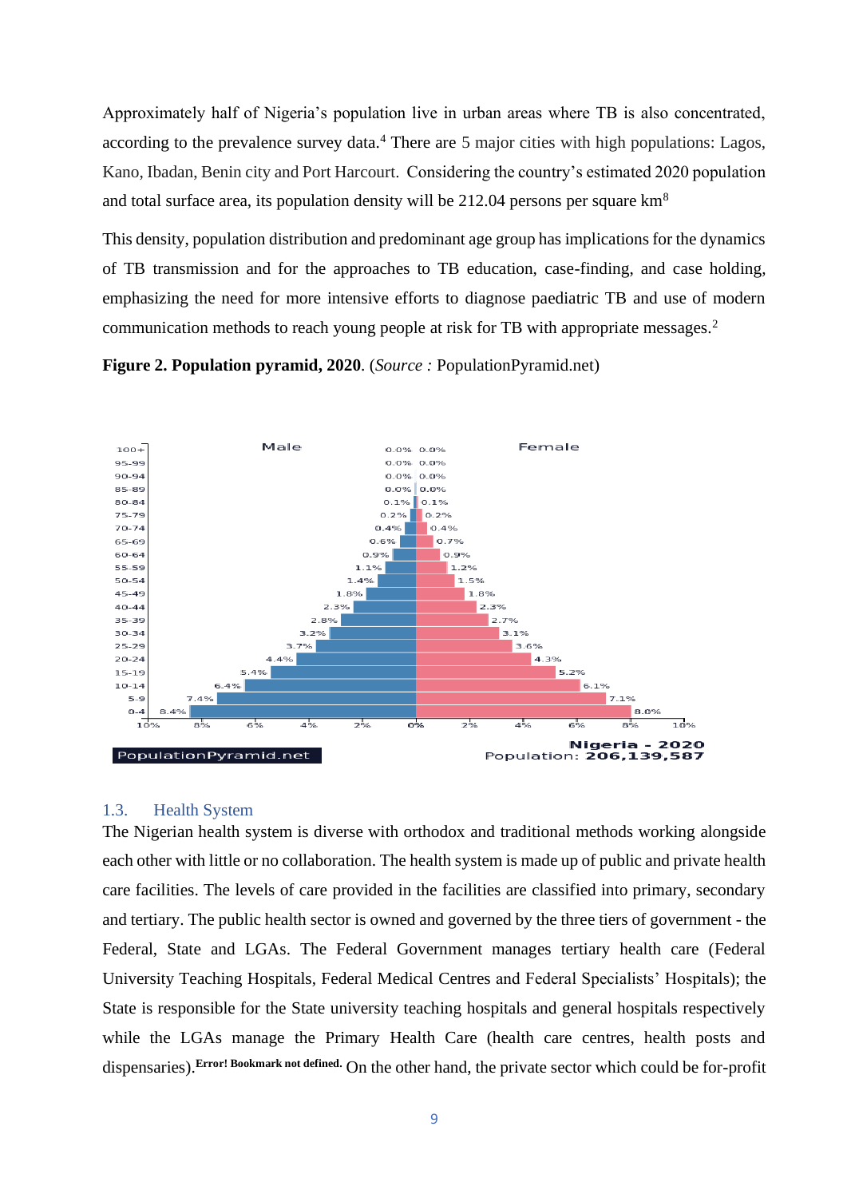Approximately half of Nigeria's population live in urban areas where TB is also concentrated, according to the prevalence survey data.[4] There are 5 major cities with high populations: Lagos, Kano, Ibadan, Benin city and Port Harcourt. Considering the country's estimated 2020 population and total surface area, its population density will be 212.04 persons per square km[8]

This density, population distribution and predominant age group has implications for the dynamics of TB transmission and for the approaches to TB education, case-finding, and case holding, emphasizing the need for more intensive efforts to diagnose paediatric TB and use of modern communication methods to reach young people at risk for TB with appropriate messages.[2]

**Figure 2. Population pyramid, 2020**. (*Source :* PopulationPyramid.net)

| Age | Male | Female |
|---|---|---|
| 100+ | 0.0% | 0.0% |
| 95-99 | 0.0% | 0.0% |
| 90-94 | 0.0% | 0.0% |
| 85-89 | 0.0% | 0.0% |
| 80-84 | 0.1% | 0.1% |
| 75-79 | 0.2% | 0.2% |
| 70-74 | 0.4% | 0.4% |
| 65-69 | 0.6% | 0.7% |
| 60-64 | 0.9% | 0.9% |
| 55-59 | 1.1% | 1.2% |
| 50-54 | 1.4% | 1.5% |
| 45-49 | 1.8% | 1.8% |
| 40-44 | 2.3% | 2.3% |
| 35-39 | 2.8% | 2.7% |
| 30-34 | 3.2% | 3.1% |
| 25-29 | 3.7% | 3.6% |
| 20-24 | 4.4% | 4.3% |
| 15-19 | 5.4% | 5.2% |
| 10-14 | 6.4% | 6.1% |
| 5-9 | 7.4% | 7.1% |
| 0-4 | 8.4% | 8.0% |

PopulationPyramid.net — Nigeria - 2020, Population: 206,139,587

## 1.3. Health System

The Nigerian health system is diverse with orthodox and traditional methods working alongside each other with little or no collaboration. The health system is made up of public and private health care facilities. The levels of care provided in the facilities are classified into primary, secondary and tertiary. The public health sector is owned and governed by the three tiers of government - the Federal, State and LGAs. The Federal Government manages tertiary health care (Federal University Teaching Hospitals, Federal Medical Centres and Federal Specialists' Hospitals); the State is responsible for the State university teaching hospitals and general hospitals respectively while the LGAs manage the Primary Health Care (health care centres, health posts and dispensaries).**Error! Bookmark not defined.** On the other hand, the private sector which could be for-profit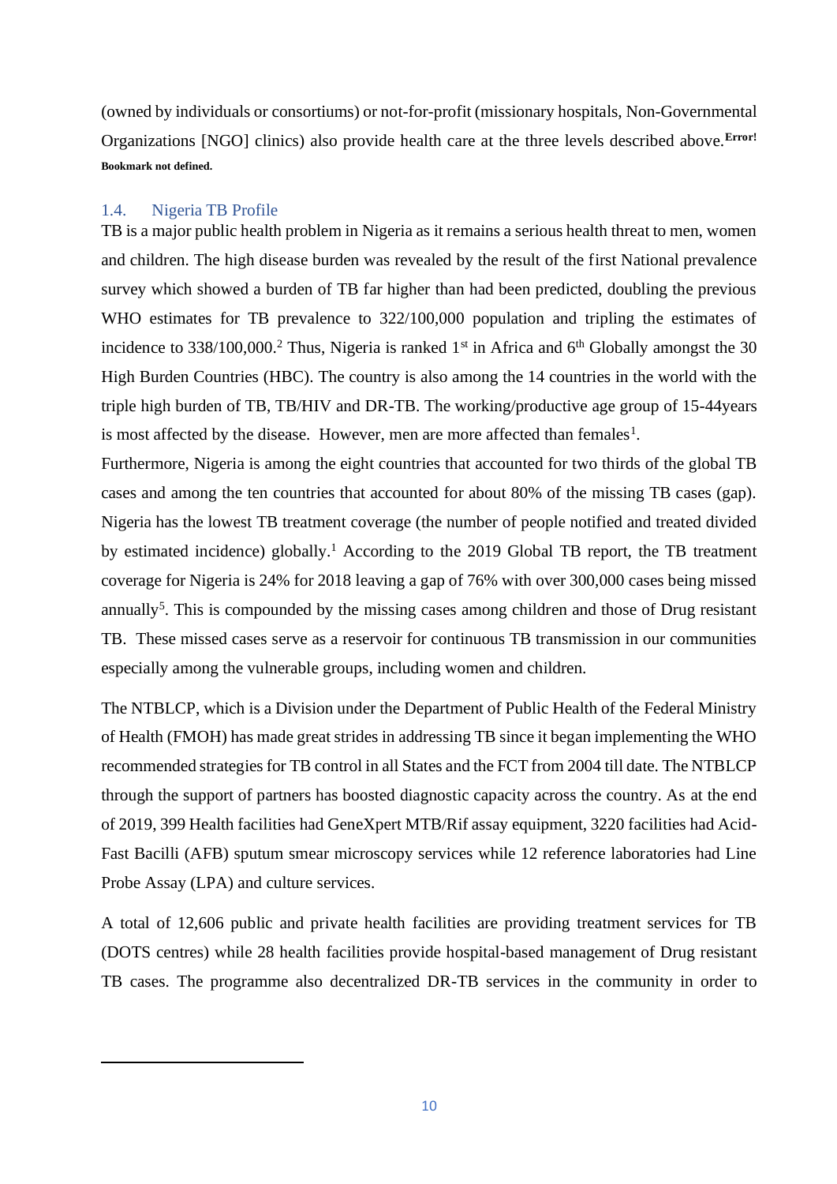(owned by individuals or consortiums) or not-for-profit (missionary hospitals, Non-Governmental Organizations [NGO] clinics) also provide health care at the three levels described above.**Error! Bookmark not defined.**

## 1.4. Nigeria TB Profile

TB is a major public health problem in Nigeria as it remains a serious health threat to men, women and children. The high disease burden was revealed by the result of the first National prevalence survey which showed a burden of TB far higher than had been predicted, doubling the previous WHO estimates for TB prevalence to 322/100,000 population and tripling the estimates of incidence to 338/100,000.[2] Thus, Nigeria is ranked 1st in Africa and 6th Globally amongst the 30 High Burden Countries (HBC). The country is also among the 14 countries in the world with the triple high burden of TB, TB/HIV and DR-TB. The working/productive age group of 15-44years is most affected by the disease. However, men are more affected than females[1].

Furthermore, Nigeria is among the eight countries that accounted for two thirds of the global TB cases and among the ten countries that accounted for about 80% of the missing TB cases (gap). Nigeria has the lowest TB treatment coverage (the number of people notified and treated divided by estimated incidence) globally.[1] According to the 2019 Global TB report, the TB treatment coverage for Nigeria is 24% for 2018 leaving a gap of 76% with over 300,000 cases being missed annually[5]. This is compounded by the missing cases among children and those of Drug resistant TB. These missed cases serve as a reservoir for continuous TB transmission in our communities especially among the vulnerable groups, including women and children.

The NTBLCP, which is a Division under the Department of Public Health of the Federal Ministry of Health (FMOH) has made great strides in addressing TB since it began implementing the WHO recommended strategies for TB control in all States and the FCT from 2004 till date. The NTBLCP through the support of partners has boosted diagnostic capacity across the country. As at the end of 2019, 399 Health facilities had GeneXpert MTB/Rif assay equipment, 3220 facilities had Acid-Fast Bacilli (AFB) sputum smear microscopy services while 12 reference laboratories had Line Probe Assay (LPA) and culture services.

A total of 12,606 public and private health facilities are providing treatment services for TB (DOTS centres) while 28 health facilities provide hospital-based management of Drug resistant TB cases. The programme also decentralized DR-TB services in the community in order to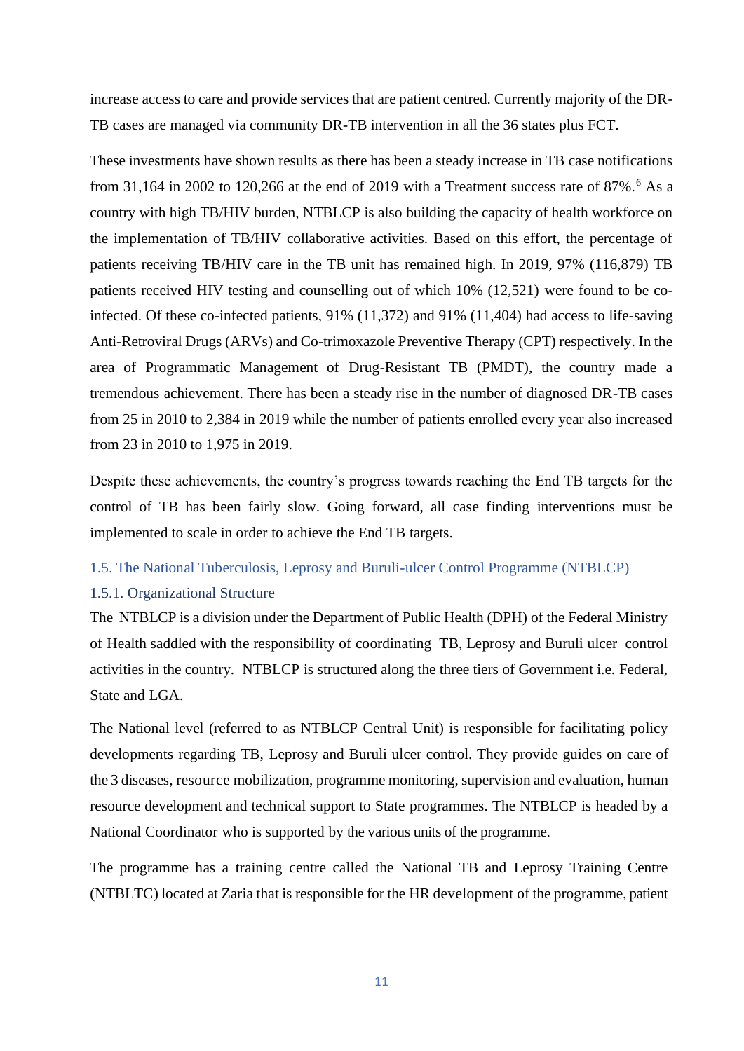increase access to care and provide services that are patient centred. Currently majority of the DR-TB cases are managed via community DR-TB intervention in all the 36 states plus FCT.

These investments have shown results as there has been a steady increase in TB case notifications from 31,164 in 2002 to 120,266 at the end of 2019 with a Treatment success rate of 87%.[6] As a country with high TB/HIV burden, NTBLCP is also building the capacity of health workforce on the implementation of TB/HIV collaborative activities. Based on this effort, the percentage of patients receiving TB/HIV care in the TB unit has remained high. In 2019, 97% (116,879) TB patients received HIV testing and counselling out of which 10% (12,521) were found to be co-infected. Of these co-infected patients, 91% (11,372) and 91% (11,404) had access to life-saving Anti-Retroviral Drugs (ARVs) and Co-trimoxazole Preventive Therapy (CPT) respectively. In the area of Programmatic Management of Drug-Resistant TB (PMDT), the country made a tremendous achievement. There has been a steady rise in the number of diagnosed DR-TB cases from 25 in 2010 to 2,384 in 2019 while the number of patients enrolled every year also increased from 23 in 2010 to 1,975 in 2019.

Despite these achievements, the country's progress towards reaching the End TB targets for the control of TB has been fairly slow. Going forward, all case finding interventions must be implemented to scale in order to achieve the End TB targets.

## 1.5. The National Tuberculosis, Leprosy and Buruli-ulcer Control Programme (NTBLCP)

### 1.5.1. Organizational Structure

The NTBLCP is a division under the Department of Public Health (DPH) of the Federal Ministry of Health saddled with the responsibility of coordinating TB, Leprosy and Buruli ulcer control activities in the country. NTBLCP is structured along the three tiers of Government i.e. Federal, State and LGA.

The National level (referred to as NTBLCP Central Unit) is responsible for facilitating policy developments regarding TB, Leprosy and Buruli ulcer control. They provide guides on care of the 3 diseases, resource mobilization, programme monitoring, supervision and evaluation, human resource development and technical support to State programmes. The NTBLCP is headed by a National Coordinator who is supported by the various units of the programme.

The programme has a training centre called the National TB and Leprosy Training Centre (NTBLTC) located at Zaria that is responsible for the HR development of the programme, patient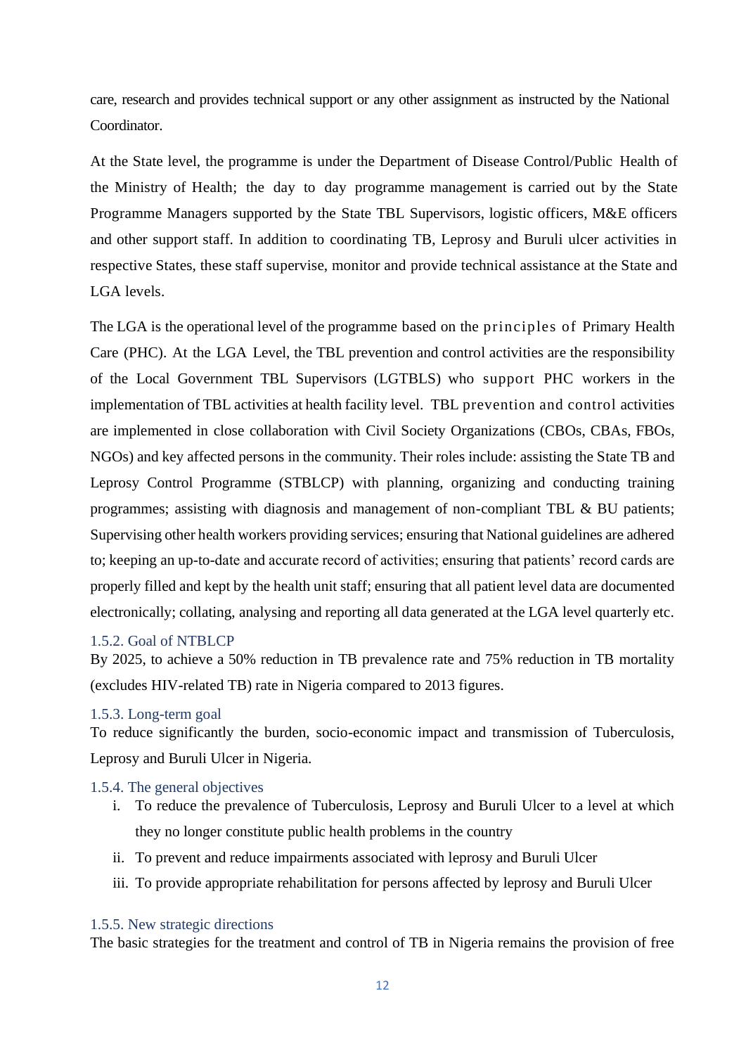care, research and provides technical support or any other assignment as instructed by the National Coordinator.

At the State level, the programme is under the Department of Disease Control/Public Health of the Ministry of Health; the day to day programme management is carried out by the State Programme Managers supported by the State TBL Supervisors, logistic officers, M&E officers and other support staff. In addition to coordinating TB, Leprosy and Buruli ulcer activities in respective States, these staff supervise, monitor and provide technical assistance at the State and LGA levels.

The LGA is the operational level of the programme based on the principles of Primary Health Care (PHC). At the LGA Level, the TBL prevention and control activities are the responsibility of the Local Government TBL Supervisors (LGTBLS) who support PHC workers in the implementation of TBL activities at health facility level. TBL prevention and control activities are implemented in close collaboration with Civil Society Organizations (CBOs, CBAs, FBOs, NGOs) and key affected persons in the community. Their roles include: assisting the State TB and Leprosy Control Programme (STBLCP) with planning, organizing and conducting training programmes; assisting with diagnosis and management of non-compliant TBL & BU patients; Supervising other health workers providing services; ensuring that National guidelines are adhered to; keeping an up-to-date and accurate record of activities; ensuring that patients' record cards are properly filled and kept by the health unit staff; ensuring that all patient level data are documented electronically; collating, analysing and reporting all data generated at the LGA level quarterly etc.

### 1.5.2. Goal of NTBLCP

By 2025, to achieve a 50% reduction in TB prevalence rate and 75% reduction in TB mortality (excludes HIV-related TB) rate in Nigeria compared to 2013 figures.

### 1.5.3. Long-term goal

To reduce significantly the burden, socio-economic impact and transmission of Tuberculosis, Leprosy and Buruli Ulcer in Nigeria.

### 1.5.4. The general objectives

i. To reduce the prevalence of Tuberculosis, Leprosy and Buruli Ulcer to a level at which they no longer constitute public health problems in the country
ii. To prevent and reduce impairments associated with leprosy and Buruli Ulcer
iii. To provide appropriate rehabilitation for persons affected by leprosy and Buruli Ulcer

### 1.5.5. New strategic directions

The basic strategies for the treatment and control of TB in Nigeria remains the provision of free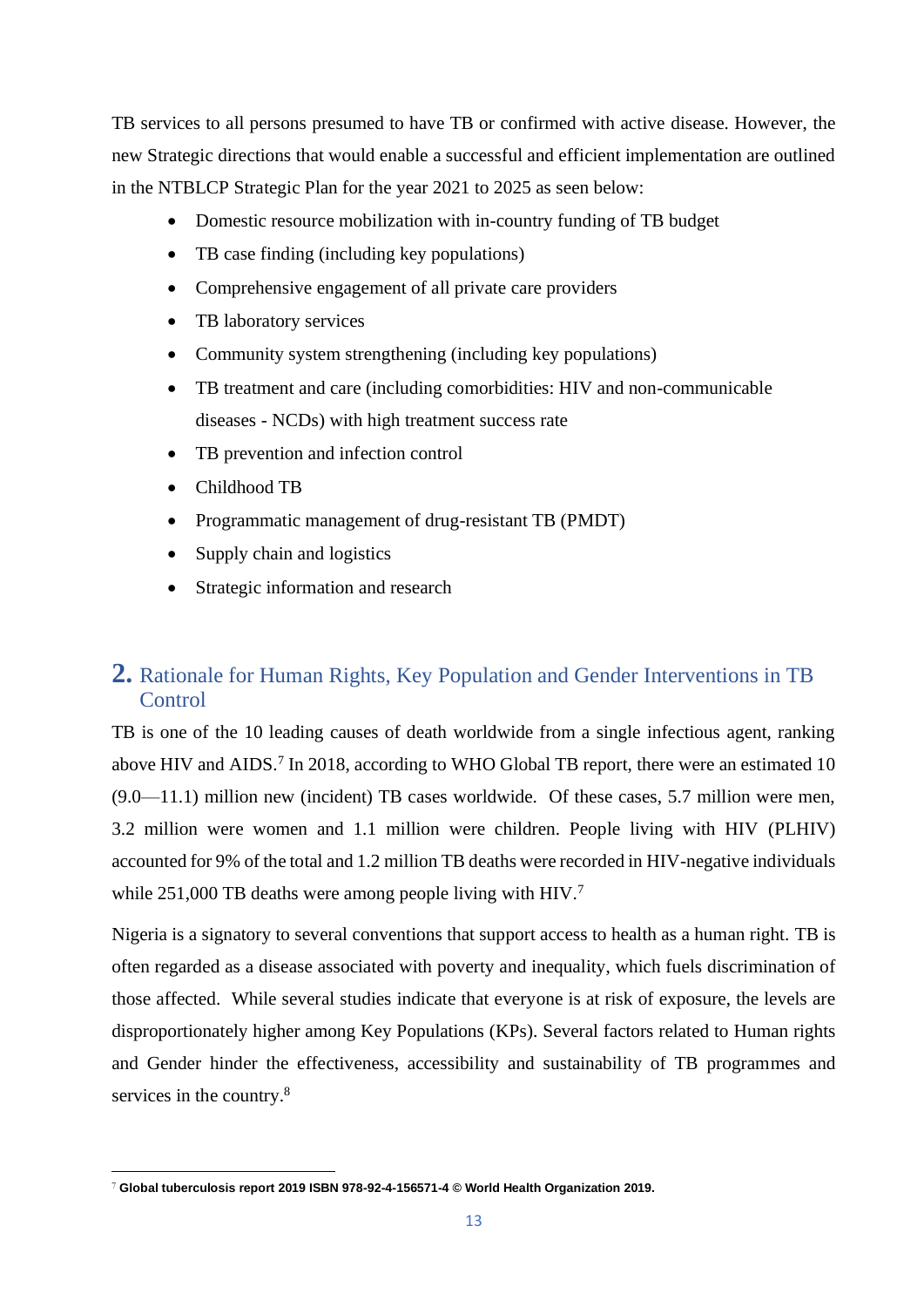TB services to all persons presumed to have TB or confirmed with active disease. However, the new Strategic directions that would enable a successful and efficient implementation are outlined in the NTBLCP Strategic Plan for the year 2021 to 2025 as seen below:

- Domestic resource mobilization with in-country funding of TB budget
- TB case finding (including key populations)
- Comprehensive engagement of all private care providers
- TB laboratory services
- Community system strengthening (including key populations)
- TB treatment and care (including comorbidities: HIV and non-communicable diseases - NCDs) with high treatment success rate
- TB prevention and infection control
- Childhood TB
- Programmatic management of drug-resistant TB (PMDT)
- Supply chain and logistics
- Strategic information and research

## 2. Rationale for Human Rights, Key Population and Gender Interventions in TB Control

TB is one of the 10 leading causes of death worldwide from a single infectious agent, ranking above HIV and AIDS.[7] In 2018, according to WHO Global TB report, there were an estimated 10 (9.0—11.1) million new (incident) TB cases worldwide. Of these cases, 5.7 million were men, 3.2 million were women and 1.1 million were children. People living with HIV (PLHIV) accounted for 9% of the total and 1.2 million TB deaths were recorded in HIV-negative individuals while 251,000 TB deaths were among people living with HIV.[7]

Nigeria is a signatory to several conventions that support access to health as a human right. TB is often regarded as a disease associated with poverty and inequality, which fuels discrimination of those affected. While several studies indicate that everyone is at risk of exposure, the levels are disproportionately higher among Key Populations (KPs). Several factors related to Human rights and Gender hinder the effectiveness, accessibility and sustainability of TB programmes and services in the country.[8]

---

[7] **Global tuberculosis report 2019 ISBN 978-92-4-156571-4 © World Health Organization 2019.**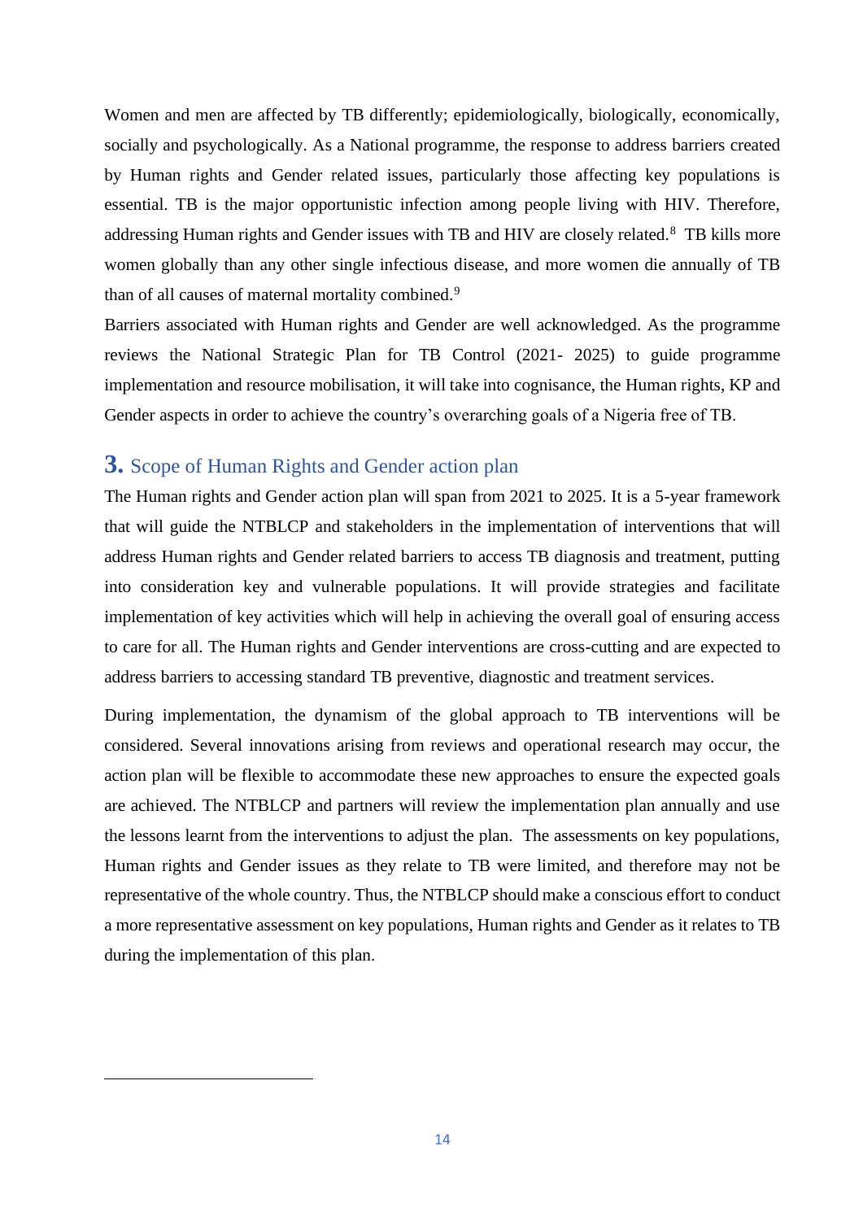Women and men are affected by TB differently; epidemiologically, biologically, economically, socially and psychologically. As a National programme, the response to address barriers created by Human rights and Gender related issues, particularly those affecting key populations is essential. TB is the major opportunistic infection among people living with HIV. Therefore, addressing Human rights and Gender issues with TB and HIV are closely related.[8] TB kills more women globally than any other single infectious disease, and more women die annually of TB than of all causes of maternal mortality combined.[9]

Barriers associated with Human rights and Gender are well acknowledged. As the programme reviews the National Strategic Plan for TB Control (2021- 2025) to guide programme implementation and resource mobilisation, it will take into cognisance, the Human rights, KP and Gender aspects in order to achieve the country's overarching goals of a Nigeria free of TB.

## 3. Scope of Human Rights and Gender action plan

The Human rights and Gender action plan will span from 2021 to 2025. It is a 5-year framework that will guide the NTBLCP and stakeholders in the implementation of interventions that will address Human rights and Gender related barriers to access TB diagnosis and treatment, putting into consideration key and vulnerable populations. It will provide strategies and facilitate implementation of key activities which will help in achieving the overall goal of ensuring access to care for all. The Human rights and Gender interventions are cross-cutting and are expected to address barriers to accessing standard TB preventive, diagnostic and treatment services.

During implementation, the dynamism of the global approach to TB interventions will be considered. Several innovations arising from reviews and operational research may occur, the action plan will be flexible to accommodate these new approaches to ensure the expected goals are achieved. The NTBLCP and partners will review the implementation plan annually and use the lessons learnt from the interventions to adjust the plan. The assessments on key populations, Human rights and Gender issues as they relate to TB were limited, and therefore may not be representative of the whole country. Thus, the NTBLCP should make a conscious effort to conduct a more representative assessment on key populations, Human rights and Gender as it relates to TB during the implementation of this plan.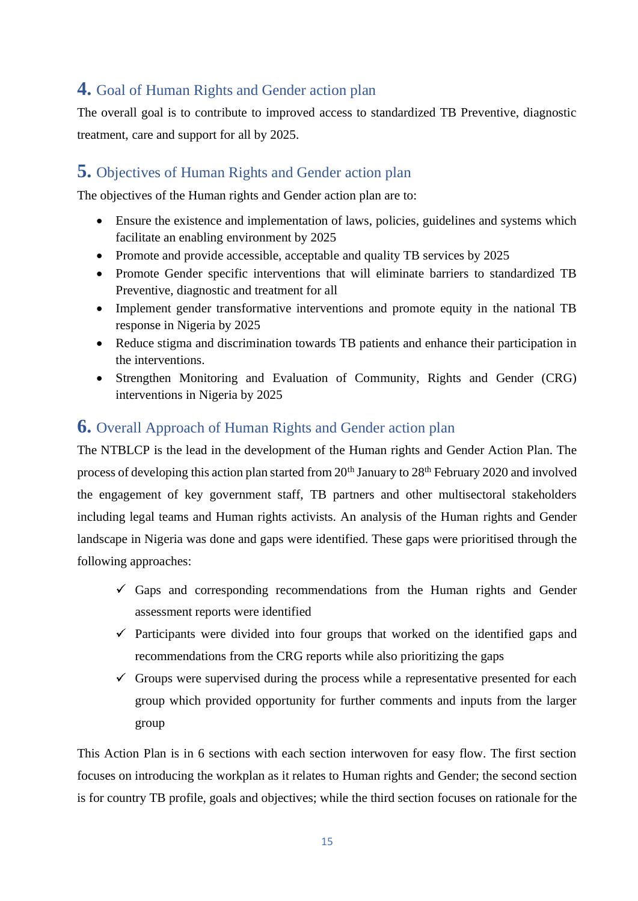## 4. Goal of Human Rights and Gender action plan

The overall goal is to contribute to improved access to standardized TB Preventive, diagnostic treatment, care and support for all by 2025.

## 5. Objectives of Human Rights and Gender action plan

The objectives of the Human rights and Gender action plan are to:

- Ensure the existence and implementation of laws, policies, guidelines and systems which facilitate an enabling environment by 2025
- Promote and provide accessible, acceptable and quality TB services by 2025
- Promote Gender specific interventions that will eliminate barriers to standardized TB Preventive, diagnostic and treatment for all
- Implement gender transformative interventions and promote equity in the national TB response in Nigeria by 2025
- Reduce stigma and discrimination towards TB patients and enhance their participation in the interventions.
- Strengthen Monitoring and Evaluation of Community, Rights and Gender (CRG) interventions in Nigeria by 2025

## 6. Overall Approach of Human Rights and Gender action plan

The NTBLCP is the lead in the development of the Human rights and Gender Action Plan. The process of developing this action plan started from 20th January to 28th February 2020 and involved the engagement of key government staff, TB partners and other multisectoral stakeholders including legal teams and Human rights activists. An analysis of the Human rights and Gender landscape in Nigeria was done and gaps were identified. These gaps were prioritised through the following approaches:

- ✓ Gaps and corresponding recommendations from the Human rights and Gender assessment reports were identified
- ✓ Participants were divided into four groups that worked on the identified gaps and recommendations from the CRG reports while also prioritizing the gaps
- ✓ Groups were supervised during the process while a representative presented for each group which provided opportunity for further comments and inputs from the larger group

This Action Plan is in 6 sections with each section interwoven for easy flow. The first section focuses on introducing the workplan as it relates to Human rights and Gender; the second section is for country TB profile, goals and objectives; while the third section focuses on rationale for the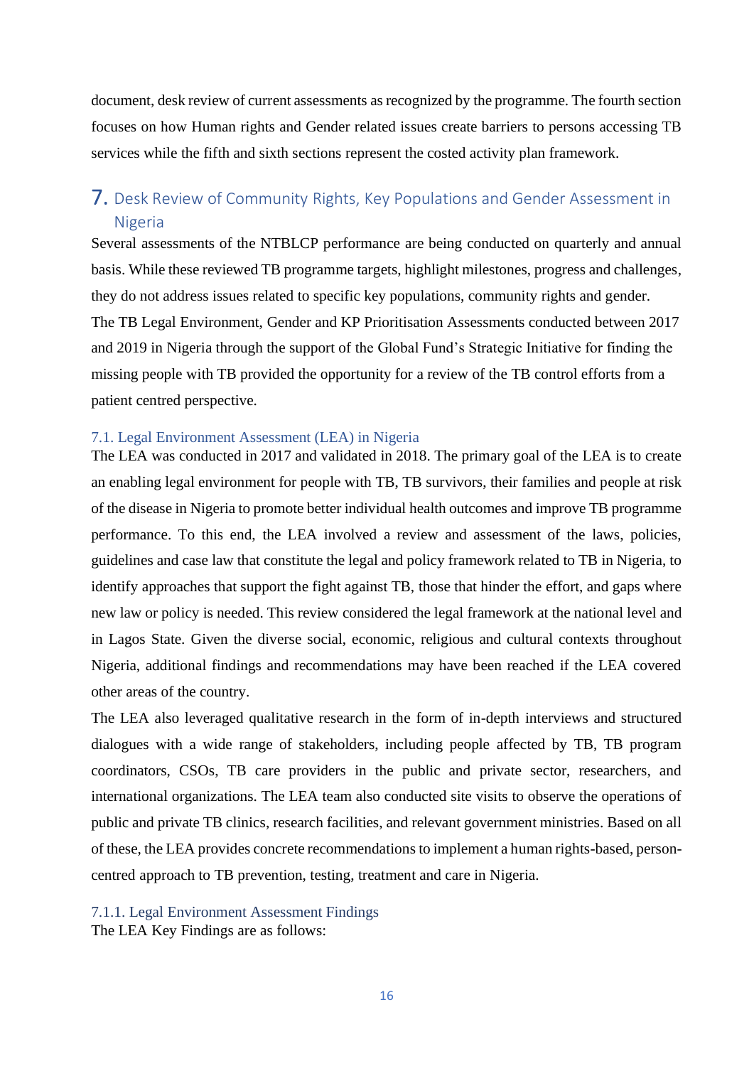document, desk review of current assessments as recognized by the programme. The fourth section focuses on how Human rights and Gender related issues create barriers to persons accessing TB services while the fifth and sixth sections represent the costed activity plan framework.

# 7. Desk Review of Community Rights, Key Populations and Gender Assessment in Nigeria

Several assessments of the NTBLCP performance are being conducted on quarterly and annual basis. While these reviewed TB programme targets, highlight milestones, progress and challenges, they do not address issues related to specific key populations, community rights and gender.

The TB Legal Environment, Gender and KP Prioritisation Assessments conducted between 2017 and 2019 in Nigeria through the support of the Global Fund's Strategic Initiative for finding the missing people with TB provided the opportunity for a review of the TB control efforts from a patient centred perspective.

## 7.1. Legal Environment Assessment (LEA) in Nigeria

The LEA was conducted in 2017 and validated in 2018. The primary goal of the LEA is to create an enabling legal environment for people with TB, TB survivors, their families and people at risk of the disease in Nigeria to promote better individual health outcomes and improve TB programme performance. To this end, the LEA involved a review and assessment of the laws, policies, guidelines and case law that constitute the legal and policy framework related to TB in Nigeria, to identify approaches that support the fight against TB, those that hinder the effort, and gaps where new law or policy is needed. This review considered the legal framework at the national level and in Lagos State. Given the diverse social, economic, religious and cultural contexts throughout Nigeria, additional findings and recommendations may have been reached if the LEA covered other areas of the country.

The LEA also leveraged qualitative research in the form of in-depth interviews and structured dialogues with a wide range of stakeholders, including people affected by TB, TB program coordinators, CSOs, TB care providers in the public and private sector, researchers, and international organizations. The LEA team also conducted site visits to observe the operations of public and private TB clinics, research facilities, and relevant government ministries. Based on all of these, the LEA provides concrete recommendations to implement a human rights-based, person-centred approach to TB prevention, testing, treatment and care in Nigeria.

### 7.1.1. Legal Environment Assessment Findings

The LEA Key Findings are as follows: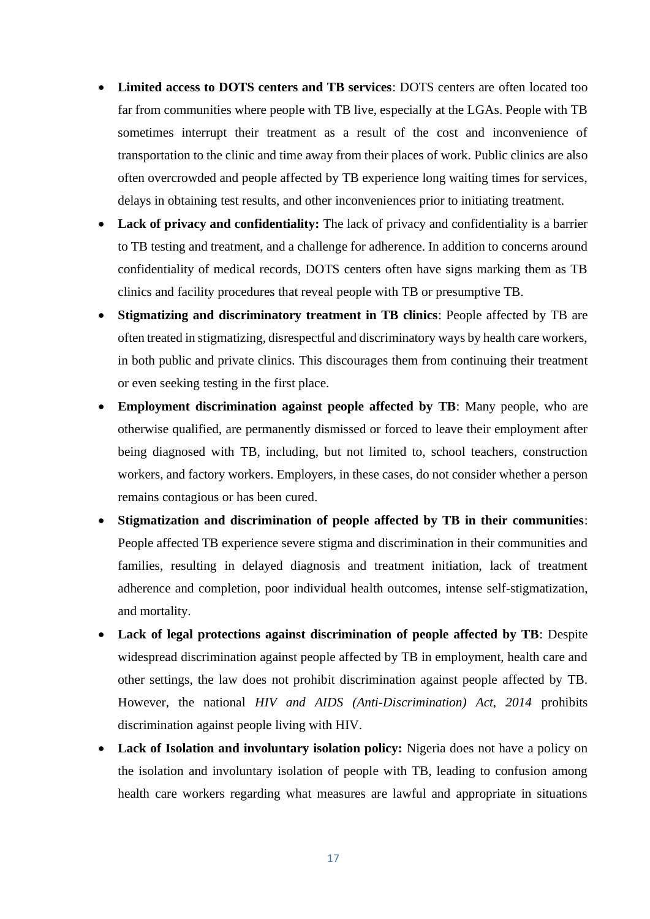- **Limited access to DOTS centers and TB services**: DOTS centers are often located too far from communities where people with TB live, especially at the LGAs. People with TB sometimes interrupt their treatment as a result of the cost and inconvenience of transportation to the clinic and time away from their places of work. Public clinics are also often overcrowded and people affected by TB experience long waiting times for services, delays in obtaining test results, and other inconveniences prior to initiating treatment.
- **Lack of privacy and confidentiality:** The lack of privacy and confidentiality is a barrier to TB testing and treatment, and a challenge for adherence. In addition to concerns around confidentiality of medical records, DOTS centers often have signs marking them as TB clinics and facility procedures that reveal people with TB or presumptive TB.
- **Stigmatizing and discriminatory treatment in TB clinics**: People affected by TB are often treated in stigmatizing, disrespectful and discriminatory ways by health care workers, in both public and private clinics. This discourages them from continuing their treatment or even seeking testing in the first place.
- **Employment discrimination against people affected by TB**: Many people, who are otherwise qualified, are permanently dismissed or forced to leave their employment after being diagnosed with TB, including, but not limited to, school teachers, construction workers, and factory workers. Employers, in these cases, do not consider whether a person remains contagious or has been cured.
- **Stigmatization and discrimination of people affected by TB in their communities**: People affected TB experience severe stigma and discrimination in their communities and families, resulting in delayed diagnosis and treatment initiation, lack of treatment adherence and completion, poor individual health outcomes, intense self-stigmatization, and mortality.
- **Lack of legal protections against discrimination of people affected by TB**: Despite widespread discrimination against people affected by TB in employment, health care and other settings, the law does not prohibit discrimination against people affected by TB. However, the national *HIV and AIDS (Anti-Discrimination) Act, 2014* prohibits discrimination against people living with HIV.
- **Lack of Isolation and involuntary isolation policy:** Nigeria does not have a policy on the isolation and involuntary isolation of people with TB, leading to confusion among health care workers regarding what measures are lawful and appropriate in situations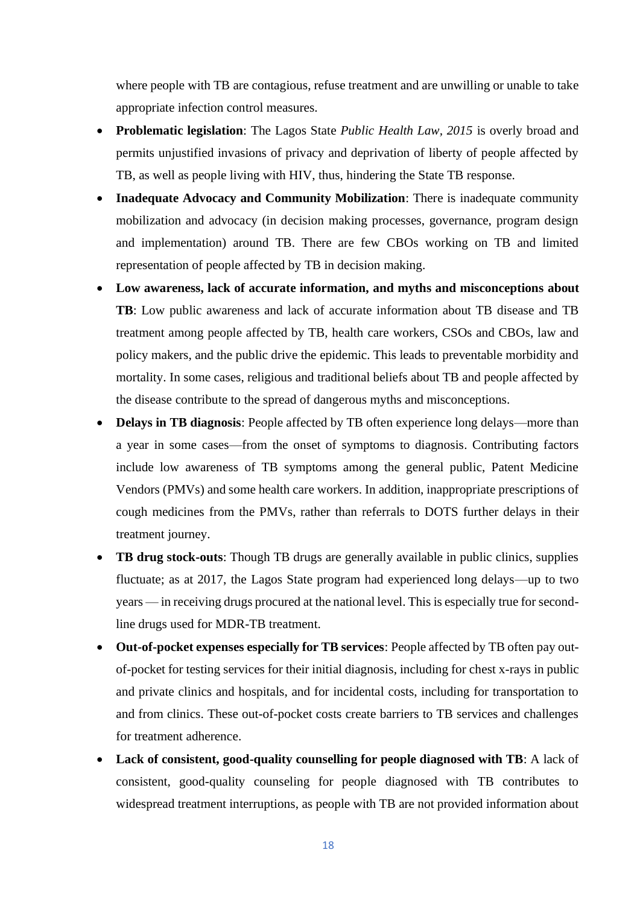where people with TB are contagious, refuse treatment and are unwilling or unable to take appropriate infection control measures.

- **Problematic legislation**: The Lagos State *Public Health Law, 2015* is overly broad and permits unjustified invasions of privacy and deprivation of liberty of people affected by TB, as well as people living with HIV, thus, hindering the State TB response.
- **Inadequate Advocacy and Community Mobilization**: There is inadequate community mobilization and advocacy (in decision making processes, governance, program design and implementation) around TB. There are few CBOs working on TB and limited representation of people affected by TB in decision making.
- **Low awareness, lack of accurate information, and myths and misconceptions about TB**: Low public awareness and lack of accurate information about TB disease and TB treatment among people affected by TB, health care workers, CSOs and CBOs, law and policy makers, and the public drive the epidemic. This leads to preventable morbidity and mortality. In some cases, religious and traditional beliefs about TB and people affected by the disease contribute to the spread of dangerous myths and misconceptions.
- **Delays in TB diagnosis**: People affected by TB often experience long delays—more than a year in some cases—from the onset of symptoms to diagnosis. Contributing factors include low awareness of TB symptoms among the general public, Patent Medicine Vendors (PMVs) and some health care workers. In addition, inappropriate prescriptions of cough medicines from the PMVs, rather than referrals to DOTS further delays in their treatment journey.
- **TB drug stock-outs**: Though TB drugs are generally available in public clinics, supplies fluctuate; as at 2017, the Lagos State program had experienced long delays—up to two years — in receiving drugs procured at the national level. This is especially true for second-line drugs used for MDR-TB treatment.
- **Out-of-pocket expenses especially for TB services**: People affected by TB often pay out-of-pocket for testing services for their initial diagnosis, including for chest x-rays in public and private clinics and hospitals, and for incidental costs, including for transportation to and from clinics. These out-of-pocket costs create barriers to TB services and challenges for treatment adherence.
- **Lack of consistent, good-quality counselling for people diagnosed with TB**: A lack of consistent, good-quality counseling for people diagnosed with TB contributes to widespread treatment interruptions, as people with TB are not provided information about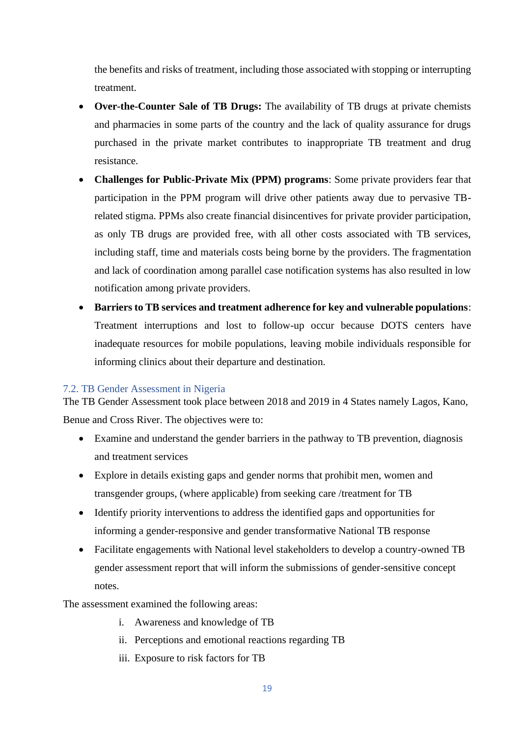the benefits and risks of treatment, including those associated with stopping or interrupting treatment.

- **Over-the-Counter Sale of TB Drugs:** The availability of TB drugs at private chemists and pharmacies in some parts of the country and the lack of quality assurance for drugs purchased in the private market contributes to inappropriate TB treatment and drug resistance.
- **Challenges for Public-Private Mix (PPM) programs**: Some private providers fear that participation in the PPM program will drive other patients away due to pervasive TB-related stigma. PPMs also create financial disincentives for private provider participation, as only TB drugs are provided free, with all other costs associated with TB services, including staff, time and materials costs being borne by the providers. The fragmentation and lack of coordination among parallel case notification systems has also resulted in low notification among private providers.
- **Barriers to TB services and treatment adherence for key and vulnerable populations**: Treatment interruptions and lost to follow-up occur because DOTS centers have inadequate resources for mobile populations, leaving mobile individuals responsible for informing clinics about their departure and destination.

## 7.2. TB Gender Assessment in Nigeria

The TB Gender Assessment took place between 2018 and 2019 in 4 States namely Lagos, Kano, Benue and Cross River. The objectives were to:

- Examine and understand the gender barriers in the pathway to TB prevention, diagnosis and treatment services
- Explore in details existing gaps and gender norms that prohibit men, women and transgender groups, (where applicable) from seeking care /treatment for TB
- Identify priority interventions to address the identified gaps and opportunities for informing a gender-responsive and gender transformative National TB response
- Facilitate engagements with National level stakeholders to develop a country-owned TB gender assessment report that will inform the submissions of gender-sensitive concept notes.

The assessment examined the following areas:

i. Awareness and knowledge of TB
ii. Perceptions and emotional reactions regarding TB
iii. Exposure to risk factors for TB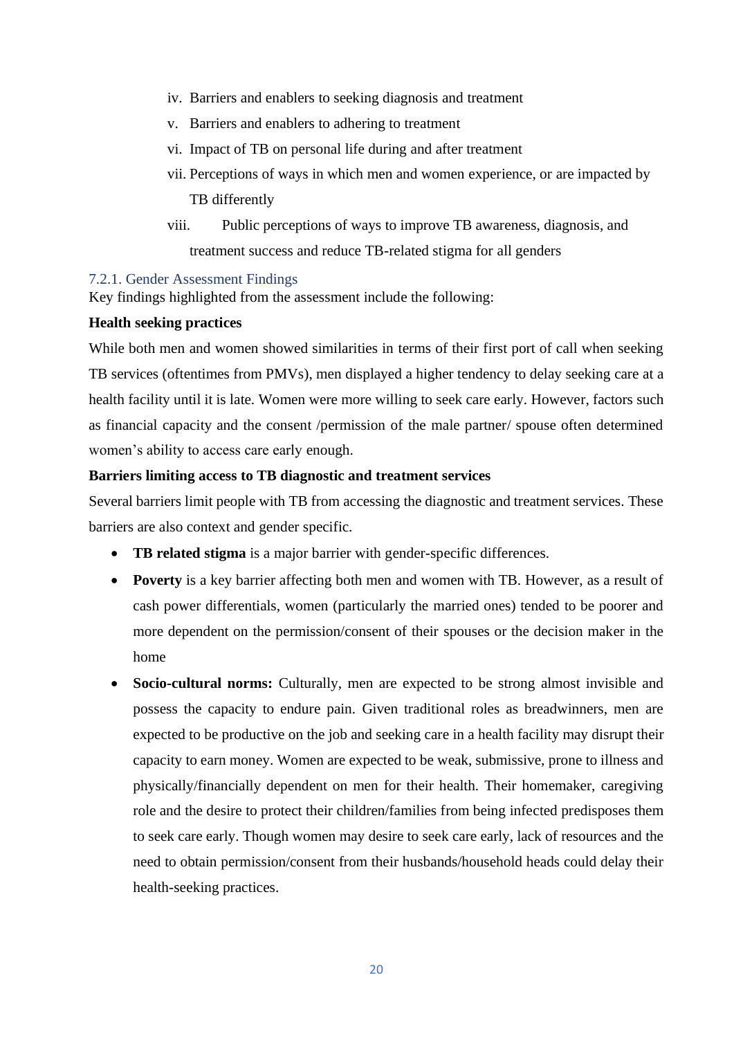iv. Barriers and enablers to seeking diagnosis and treatment
v. Barriers and enablers to adhering to treatment
vi. Impact of TB on personal life during and after treatment
vii. Perceptions of ways in which men and women experience, or are impacted by TB differently
viii. Public perceptions of ways to improve TB awareness, diagnosis, and treatment success and reduce TB-related stigma for all genders

### 7.2.1. Gender Assessment Findings

Key findings highlighted from the assessment include the following:

**Health seeking practices**

While both men and women showed similarities in terms of their first port of call when seeking TB services (oftentimes from PMVs), men displayed a higher tendency to delay seeking care at a health facility until it is late. Women were more willing to seek care early. However, factors such as financial capacity and the consent /permission of the male partner/ spouse often determined women's ability to access care early enough.

**Barriers limiting access to TB diagnostic and treatment services**

Several barriers limit people with TB from accessing the diagnostic and treatment services. These barriers are also context and gender specific.

- **TB related stigma** is a major barrier with gender-specific differences.
- **Poverty** is a key barrier affecting both men and women with TB. However, as a result of cash power differentials, women (particularly the married ones) tended to be poorer and more dependent on the permission/consent of their spouses or the decision maker in the home
- **Socio-cultural norms:** Culturally, men are expected to be strong almost invisible and possess the capacity to endure pain. Given traditional roles as breadwinners, men are expected to be productive on the job and seeking care in a health facility may disrupt their capacity to earn money. Women are expected to be weak, submissive, prone to illness and physically/financially dependent on men for their health. Their homemaker, caregiving role and the desire to protect their children/families from being infected predisposes them to seek care early. Though women may desire to seek care early, lack of resources and the need to obtain permission/consent from their husbands/household heads could delay their health-seeking practices.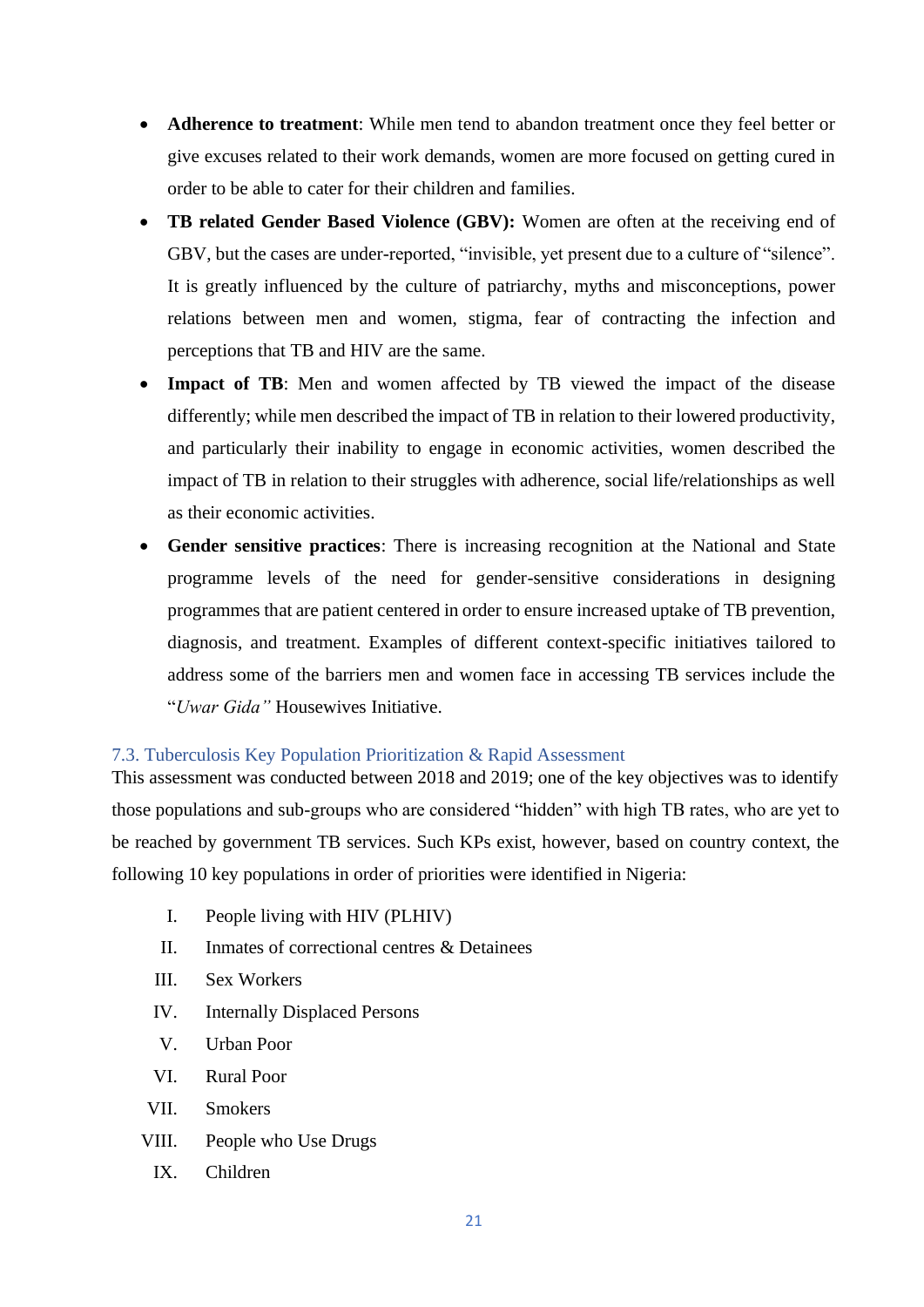- **Adherence to treatment**: While men tend to abandon treatment once they feel better or give excuses related to their work demands, women are more focused on getting cured in order to be able to cater for their children and families.
- **TB related Gender Based Violence (GBV):** Women are often at the receiving end of GBV, but the cases are under-reported, "invisible, yet present due to a culture of "silence". It is greatly influenced by the culture of patriarchy, myths and misconceptions, power relations between men and women, stigma, fear of contracting the infection and perceptions that TB and HIV are the same.
- **Impact of TB**: Men and women affected by TB viewed the impact of the disease differently; while men described the impact of TB in relation to their lowered productivity, and particularly their inability to engage in economic activities, women described the impact of TB in relation to their struggles with adherence, social life/relationships as well as their economic activities.
- **Gender sensitive practices**: There is increasing recognition at the National and State programme levels of the need for gender-sensitive considerations in designing programmes that are patient centered in order to ensure increased uptake of TB prevention, diagnosis, and treatment. Examples of different context-specific initiatives tailored to address some of the barriers men and women face in accessing TB services include the "*Uwar Gida"* Housewives Initiative.

### 7.3. Tuberculosis Key Population Prioritization & Rapid Assessment

This assessment was conducted between 2018 and 2019; one of the key objectives was to identify those populations and sub-groups who are considered "hidden" with high TB rates, who are yet to be reached by government TB services. Such KPs exist, however, based on country context, the following 10 key populations in order of priorities were identified in Nigeria:

I. People living with HIV (PLHIV)
II. Inmates of correctional centres & Detainees
III. Sex Workers
IV. Internally Displaced Persons
V. Urban Poor
VI. Rural Poor
VII. Smokers
VIII. People who Use Drugs
IX. Children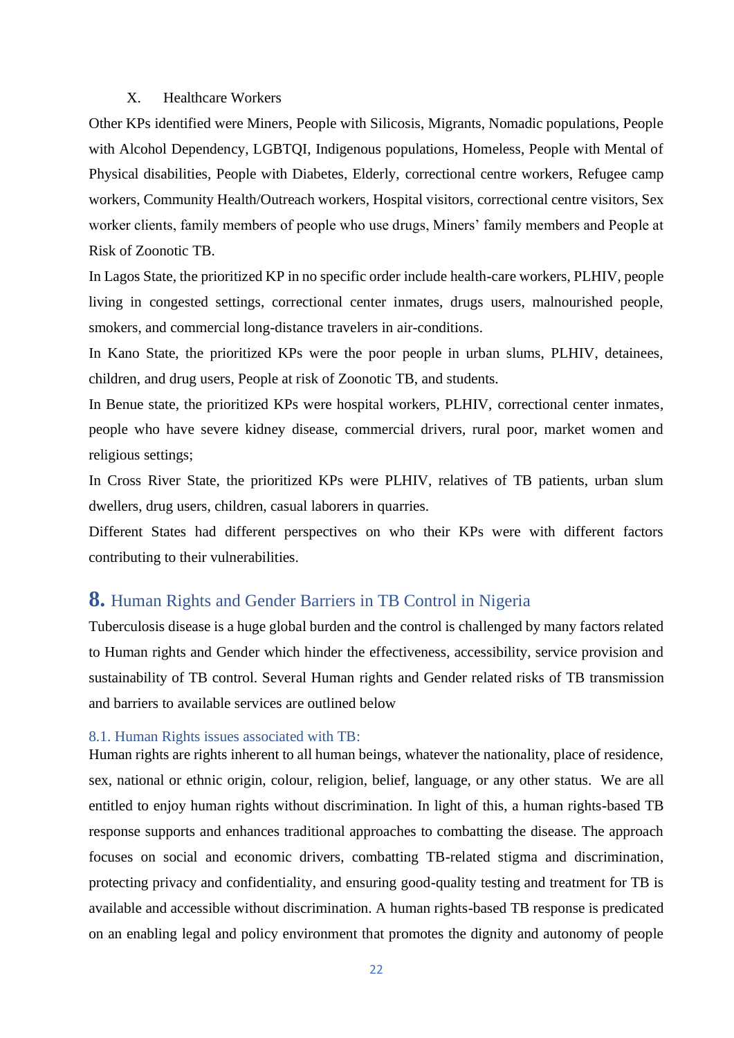X. Healthcare Workers

Other KPs identified were Miners, People with Silicosis, Migrants, Nomadic populations, People with Alcohol Dependency, LGBTQI, Indigenous populations, Homeless, People with Mental of Physical disabilities, People with Diabetes, Elderly, correctional centre workers, Refugee camp workers, Community Health/Outreach workers, Hospital visitors, correctional centre visitors, Sex worker clients, family members of people who use drugs, Miners' family members and People at Risk of Zoonotic TB.

In Lagos State, the prioritized KP in no specific order include health-care workers, PLHIV, people living in congested settings, correctional center inmates, drugs users, malnourished people, smokers, and commercial long-distance travelers in air-conditions.

In Kano State, the prioritized KPs were the poor people in urban slums, PLHIV, detainees, children, and drug users, People at risk of Zoonotic TB, and students.

In Benue state, the prioritized KPs were hospital workers, PLHIV, correctional center inmates, people who have severe kidney disease, commercial drivers, rural poor, market women and religious settings;

In Cross River State, the prioritized KPs were PLHIV, relatives of TB patients, urban slum dwellers, drug users, children, casual laborers in quarries.

Different States had different perspectives on who their KPs were with different factors contributing to their vulnerabilities.

## 8. Human Rights and Gender Barriers in TB Control in Nigeria

Tuberculosis disease is a huge global burden and the control is challenged by many factors related to Human rights and Gender which hinder the effectiveness, accessibility, service provision and sustainability of TB control. Several Human rights and Gender related risks of TB transmission and barriers to available services are outlined below

### 8.1. Human Rights issues associated with TB:

Human rights are rights inherent to all human beings, whatever the nationality, place of residence, sex, national or ethnic origin, colour, religion, belief, language, or any other status. We are all entitled to enjoy human rights without discrimination. In light of this, a human rights-based TB response supports and enhances traditional approaches to combatting the disease. The approach focuses on social and economic drivers, combatting TB-related stigma and discrimination, protecting privacy and confidentiality, and ensuring good-quality testing and treatment for TB is available and accessible without discrimination. A human rights-based TB response is predicated on an enabling legal and policy environment that promotes the dignity and autonomy of people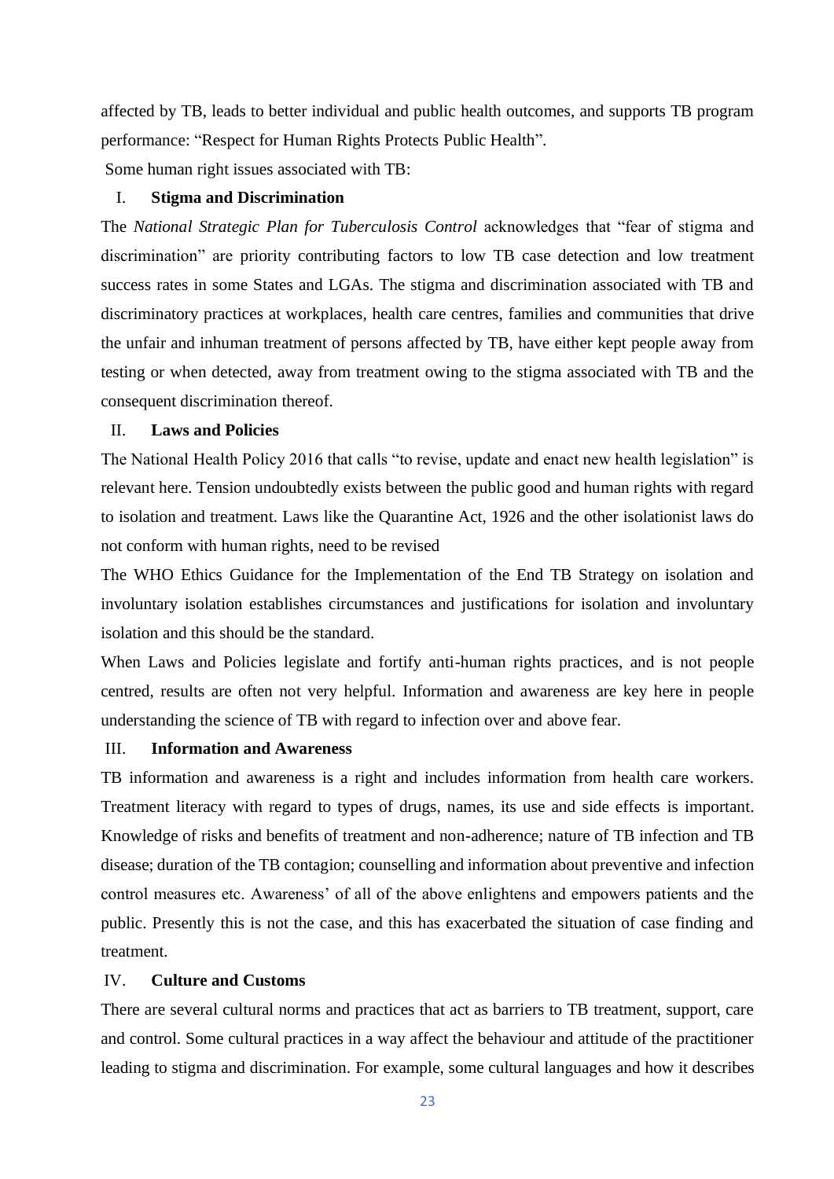affected by TB, leads to better individual and public health outcomes, and supports TB program performance: "Respect for Human Rights Protects Public Health".

Some human right issues associated with TB:

### I. Stigma and Discrimination

The *National Strategic Plan for Tuberculosis Control* acknowledges that "fear of stigma and discrimination" are priority contributing factors to low TB case detection and low treatment success rates in some States and LGAs. The stigma and discrimination associated with TB and discriminatory practices at workplaces, health care centres, families and communities that drive the unfair and inhuman treatment of persons affected by TB, have either kept people away from testing or when detected, away from treatment owing to the stigma associated with TB and the consequent discrimination thereof.

### II. Laws and Policies

The National Health Policy 2016 that calls "to revise, update and enact new health legislation" is relevant here. Tension undoubtedly exists between the public good and human rights with regard to isolation and treatment. Laws like the Quarantine Act, 1926 and the other isolationist laws do not conform with human rights, need to be revised

The WHO Ethics Guidance for the Implementation of the End TB Strategy on isolation and involuntary isolation establishes circumstances and justifications for isolation and involuntary isolation and this should be the standard.

When Laws and Policies legislate and fortify anti-human rights practices, and is not people centred, results are often not very helpful. Information and awareness are key here in people understanding the science of TB with regard to infection over and above fear.

### III. Information and Awareness

TB information and awareness is a right and includes information from health care workers. Treatment literacy with regard to types of drugs, names, its use and side effects is important. Knowledge of risks and benefits of treatment and non-adherence; nature of TB infection and TB disease; duration of the TB contagion; counselling and information about preventive and infection control measures etc. Awareness' of all of the above enlightens and empowers patients and the public. Presently this is not the case, and this has exacerbated the situation of case finding and treatment.

### IV. Culture and Customs

There are several cultural norms and practices that act as barriers to TB treatment, support, care and control. Some cultural practices in a way affect the behaviour and attitude of the practitioner leading to stigma and discrimination. For example, some cultural languages and how it describes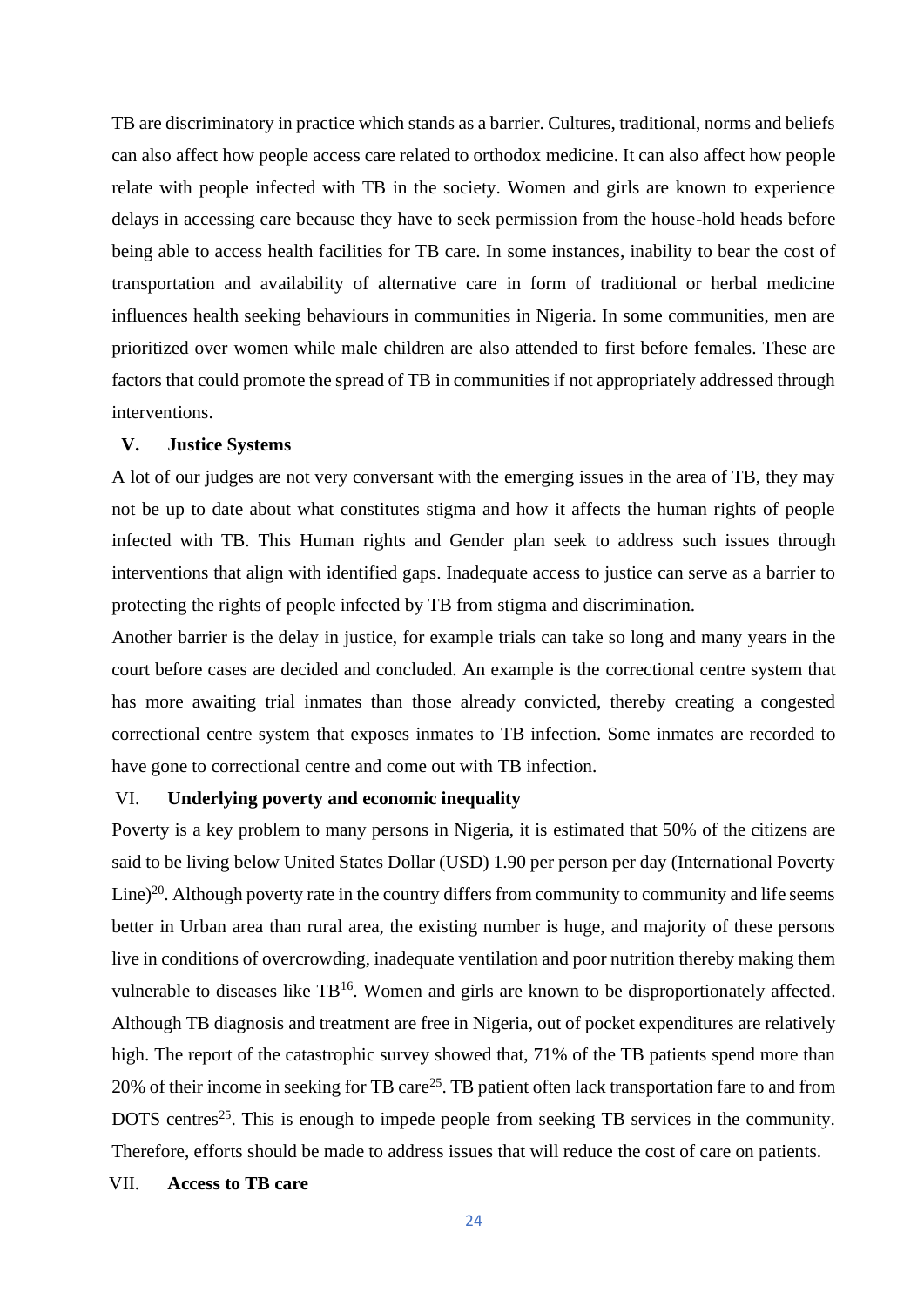TB are discriminatory in practice which stands as a barrier. Cultures, traditional, norms and beliefs can also affect how people access care related to orthodox medicine. It can also affect how people relate with people infected with TB in the society. Women and girls are known to experience delays in accessing care because they have to seek permission from the house-hold heads before being able to access health facilities for TB care. In some instances, inability to bear the cost of transportation and availability of alternative care in form of traditional or herbal medicine influences health seeking behaviours in communities in Nigeria. In some communities, men are prioritized over women while male children are also attended to first before females. These are factors that could promote the spread of TB in communities if not appropriately addressed through interventions.

### V. Justice Systems

A lot of our judges are not very conversant with the emerging issues in the area of TB, they may not be up to date about what constitutes stigma and how it affects the human rights of people infected with TB. This Human rights and Gender plan seek to address such issues through interventions that align with identified gaps. Inadequate access to justice can serve as a barrier to protecting the rights of people infected by TB from stigma and discrimination.

Another barrier is the delay in justice, for example trials can take so long and many years in the court before cases are decided and concluded. An example is the correctional centre system that has more awaiting trial inmates than those already convicted, thereby creating a congested correctional centre system that exposes inmates to TB infection. Some inmates are recorded to have gone to correctional centre and come out with TB infection.

### VI. Underlying poverty and economic inequality

Poverty is a key problem to many persons in Nigeria, it is estimated that 50% of the citizens are said to be living below United States Dollar (USD) 1.90 per person per day (International Poverty Line)[20]. Although poverty rate in the country differs from community to community and life seems better in Urban area than rural area, the existing number is huge, and majority of these persons live in conditions of overcrowding, inadequate ventilation and poor nutrition thereby making them vulnerable to diseases like TB[16]. Women and girls are known to be disproportionately affected. Although TB diagnosis and treatment are free in Nigeria, out of pocket expenditures are relatively high. The report of the catastrophic survey showed that, 71% of the TB patients spend more than 20% of their income in seeking for TB care[25]. TB patient often lack transportation fare to and from DOTS centres[25]. This is enough to impede people from seeking TB services in the community. Therefore, efforts should be made to address issues that will reduce the cost of care on patients.

### VII. Access to TB care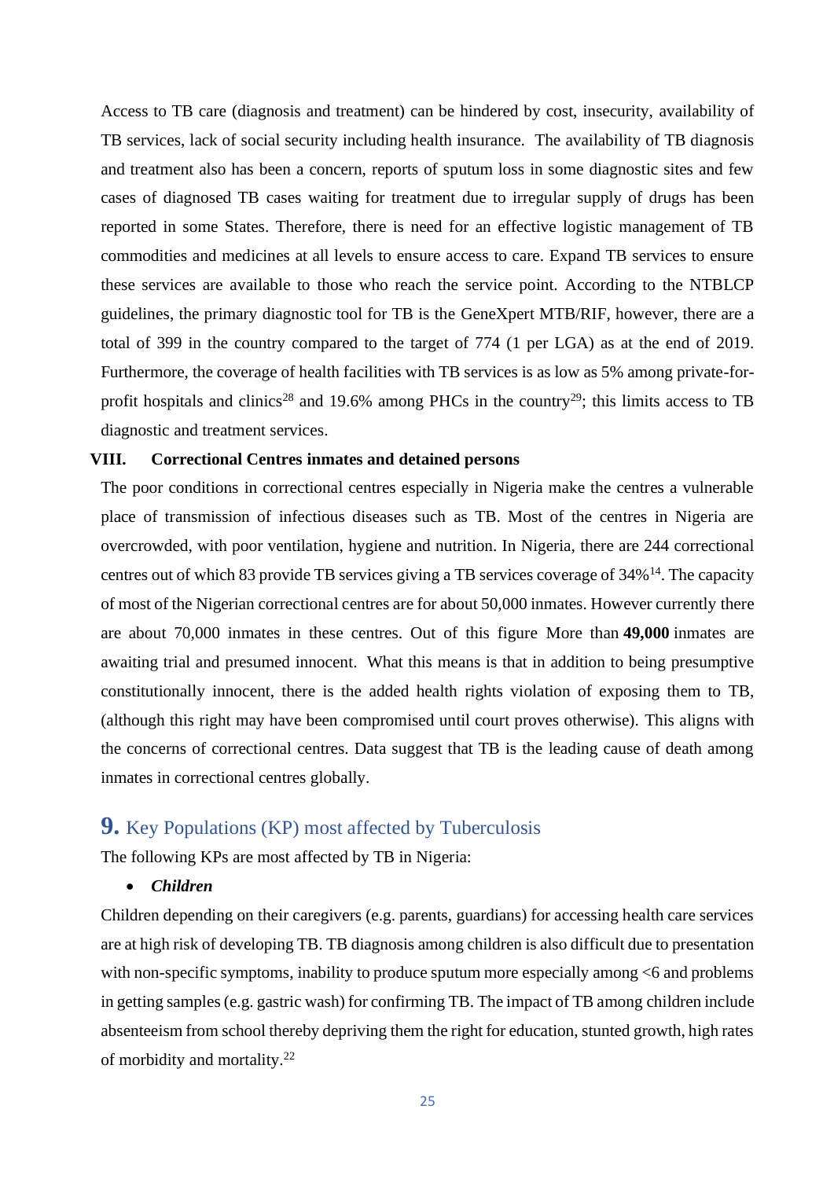Access to TB care (diagnosis and treatment) can be hindered by cost, insecurity, availability of TB services, lack of social security including health insurance. The availability of TB diagnosis and treatment also has been a concern, reports of sputum loss in some diagnostic sites and few cases of diagnosed TB cases waiting for treatment due to irregular supply of drugs has been reported in some States. Therefore, there is need for an effective logistic management of TB commodities and medicines at all levels to ensure access to care. Expand TB services to ensure these services are available to those who reach the service point. According to the NTBLCP guidelines, the primary diagnostic tool for TB is the GeneXpert MTB/RIF, however, there are a total of 399 in the country compared to the target of 774 (1 per LGA) as at the end of 2019. Furthermore, the coverage of health facilities with TB services is as low as 5% among private-for-profit hospitals and clinics[28] and 19.6% among PHCs in the country[29]; this limits access to TB diagnostic and treatment services.

### VIII. Correctional Centres inmates and detained persons

The poor conditions in correctional centres especially in Nigeria make the centres a vulnerable place of transmission of infectious diseases such as TB. Most of the centres in Nigeria are overcrowded, with poor ventilation, hygiene and nutrition. In Nigeria, there are 244 correctional centres out of which 83 provide TB services giving a TB services coverage of 34%[14]. The capacity of most of the Nigerian correctional centres are for about 50,000 inmates. However currently there are about 70,000 inmates in these centres. Out of this figure More than **49,000** inmates are awaiting trial and presumed innocent. What this means is that in addition to being presumptive constitutionally innocent, there is the added health rights violation of exposing them to TB, (although this right may have been compromised until court proves otherwise). This aligns with the concerns of correctional centres. Data suggest that TB is the leading cause of death among inmates in correctional centres globally.

## 9. Key Populations (KP) most affected by Tuberculosis

The following KPs are most affected by TB in Nigeria:

- ***Children***

Children depending on their caregivers (e.g. parents, guardians) for accessing health care services are at high risk of developing TB. TB diagnosis among children is also difficult due to presentation with non-specific symptoms, inability to produce sputum more especially among <6 and problems in getting samples (e.g. gastric wash) for confirming TB. The impact of TB among children include absenteeism from school thereby depriving them the right for education, stunted growth, high rates of morbidity and mortality.[22]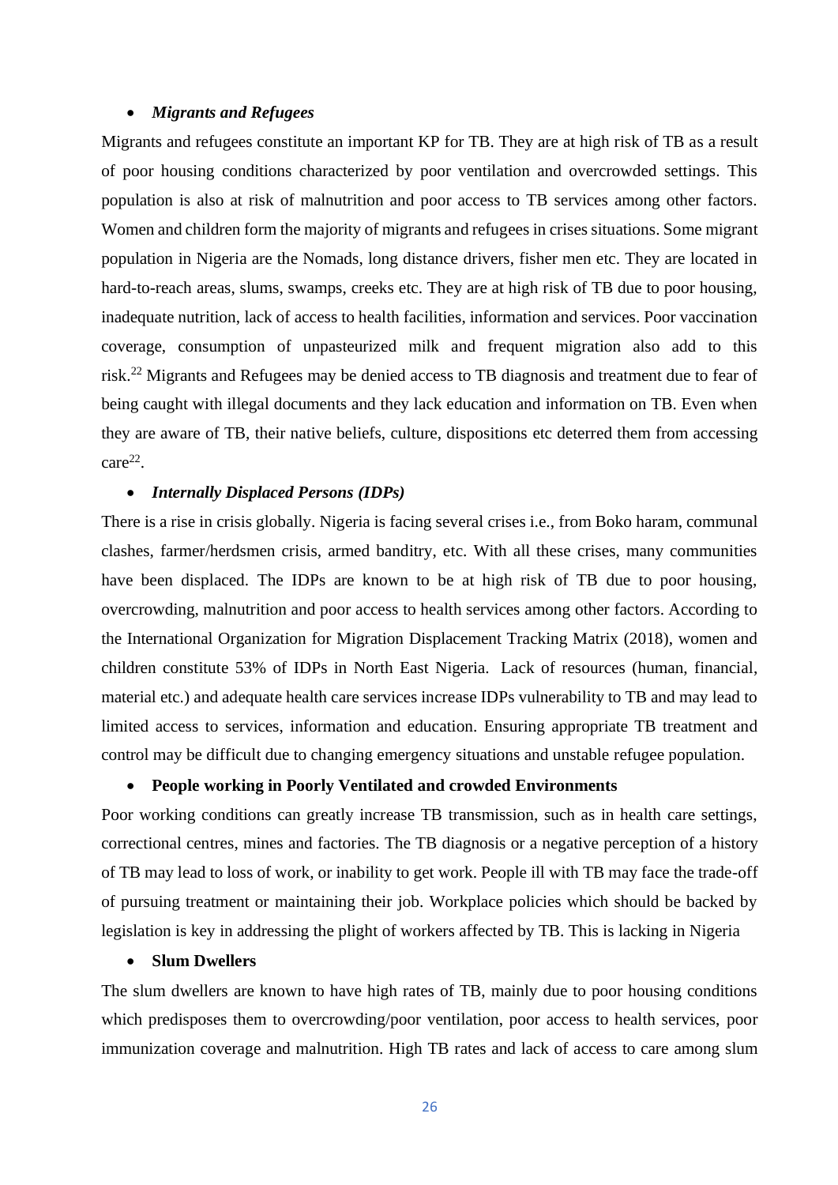- ***Migrants and Refugees***

Migrants and refugees constitute an important KP for TB. They are at high risk of TB as a result of poor housing conditions characterized by poor ventilation and overcrowded settings. This population is also at risk of malnutrition and poor access to TB services among other factors. Women and children form the majority of migrants and refugees in crises situations. Some migrant population in Nigeria are the Nomads, long distance drivers, fisher men etc. They are located in hard-to-reach areas, slums, swamps, creeks etc. They are at high risk of TB due to poor housing, inadequate nutrition, lack of access to health facilities, information and services. Poor vaccination coverage, consumption of unpasteurized milk and frequent migration also add to this risk.[22] Migrants and Refugees may be denied access to TB diagnosis and treatment due to fear of being caught with illegal documents and they lack education and information on TB. Even when they are aware of TB, their native beliefs, culture, dispositions etc deterred them from accessing care[22].

- ***Internally Displaced Persons (IDPs)***

There is a rise in crisis globally. Nigeria is facing several crises i.e., from Boko haram, communal clashes, farmer/herdsmen crisis, armed banditry, etc. With all these crises, many communities have been displaced. The IDPs are known to be at high risk of TB due to poor housing, overcrowding, malnutrition and poor access to health services among other factors. According to the International Organization for Migration Displacement Tracking Matrix (2018), women and children constitute 53% of IDPs in North East Nigeria. Lack of resources (human, financial, material etc.) and adequate health care services increase IDPs vulnerability to TB and may lead to limited access to services, information and education. Ensuring appropriate TB treatment and control may be difficult due to changing emergency situations and unstable refugee population.

- **People working in Poorly Ventilated and crowded Environments**

Poor working conditions can greatly increase TB transmission, such as in health care settings, correctional centres, mines and factories. The TB diagnosis or a negative perception of a history of TB may lead to loss of work, or inability to get work. People ill with TB may face the trade-off of pursuing treatment or maintaining their job. Workplace policies which should be backed by legislation is key in addressing the plight of workers affected by TB. This is lacking in Nigeria

- **Slum Dwellers**

The slum dwellers are known to have high rates of TB, mainly due to poor housing conditions which predisposes them to overcrowding/poor ventilation, poor access to health services, poor immunization coverage and malnutrition. High TB rates and lack of access to care among slum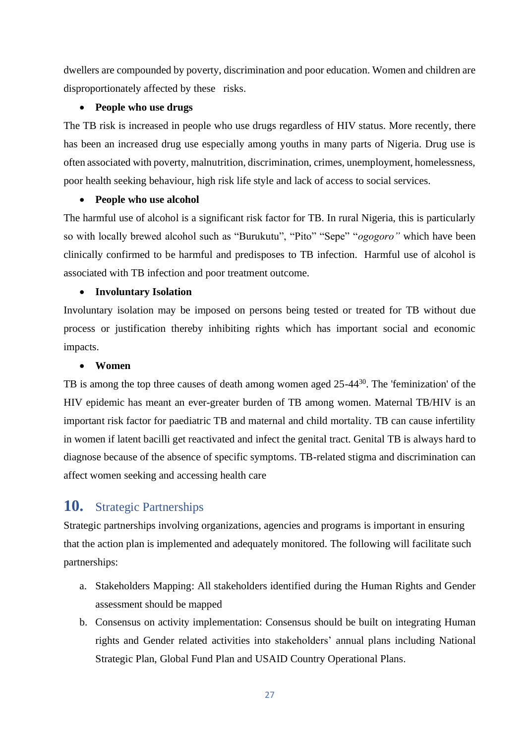dwellers are compounded by poverty, discrimination and poor education. Women and children are disproportionately affected by these risks.

- **People who use drugs**

The TB risk is increased in people who use drugs regardless of HIV status. More recently, there has been an increased drug use especially among youths in many parts of Nigeria. Drug use is often associated with poverty, malnutrition, discrimination, crimes, unemployment, homelessness, poor health seeking behaviour, high risk life style and lack of access to social services.

- **People who use alcohol**

The harmful use of alcohol is a significant risk factor for TB. In rural Nigeria, this is particularly so with locally brewed alcohol such as "Burukutu", "Pito" "Sepe" "*ogogoro*" which have been clinically confirmed to be harmful and predisposes to TB infection. Harmful use of alcohol is associated with TB infection and poor treatment outcome.

- **Involuntary Isolation**

Involuntary isolation may be imposed on persons being tested or treated for TB without due process or justification thereby inhibiting rights which has important social and economic impacts.

- **Women**

TB is among the top three causes of death among women aged 25-44[30]. The 'feminization' of the HIV epidemic has meant an ever-greater burden of TB among women. Maternal TB/HIV is an important risk factor for paediatric TB and maternal and child mortality. TB can cause infertility in women if latent bacilli get reactivated and infect the genital tract. Genital TB is always hard to diagnose because of the absence of specific symptoms. TB-related stigma and discrimination can affect women seeking and accessing health care

## 10. Strategic Partnerships

Strategic partnerships involving organizations, agencies and programs is important in ensuring that the action plan is implemented and adequately monitored. The following will facilitate such partnerships:

a. Stakeholders Mapping: All stakeholders identified during the Human Rights and Gender assessment should be mapped
b. Consensus on activity implementation: Consensus should be built on integrating Human rights and Gender related activities into stakeholders' annual plans including National Strategic Plan, Global Fund Plan and USAID Country Operational Plans.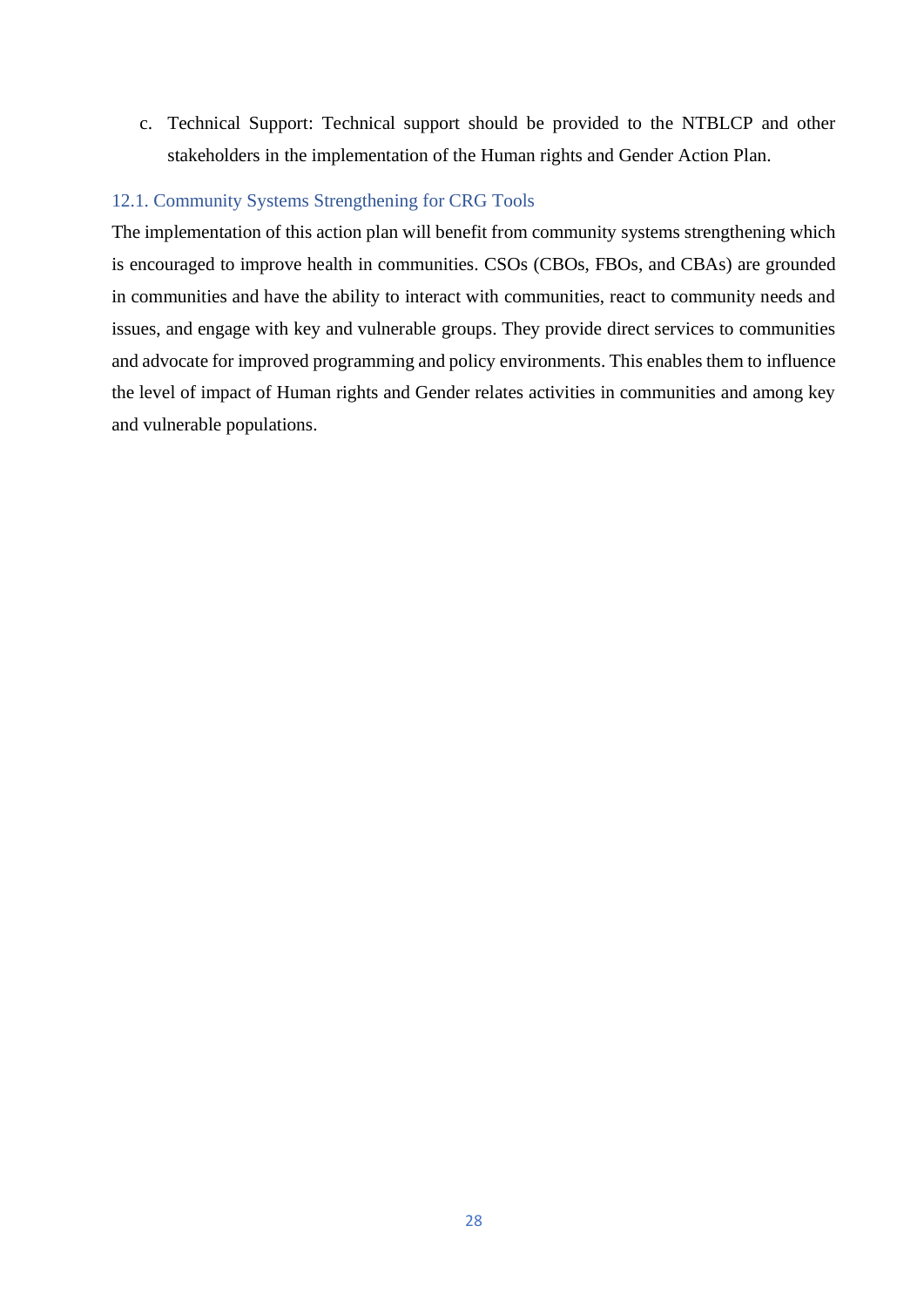c. Technical Support: Technical support should be provided to the NTBLCP and other stakeholders in the implementation of the Human rights and Gender Action Plan.

### 12.1. Community Systems Strengthening for CRG Tools

The implementation of this action plan will benefit from community systems strengthening which is encouraged to improve health in communities. CSOs (CBOs, FBOs, and CBAs) are grounded in communities and have the ability to interact with communities, react to community needs and issues, and engage with key and vulnerable groups. They provide direct services to communities and advocate for improved programming and policy environments. This enables them to influence the level of impact of Human rights and Gender relates activities in communities and among key and vulnerable populations.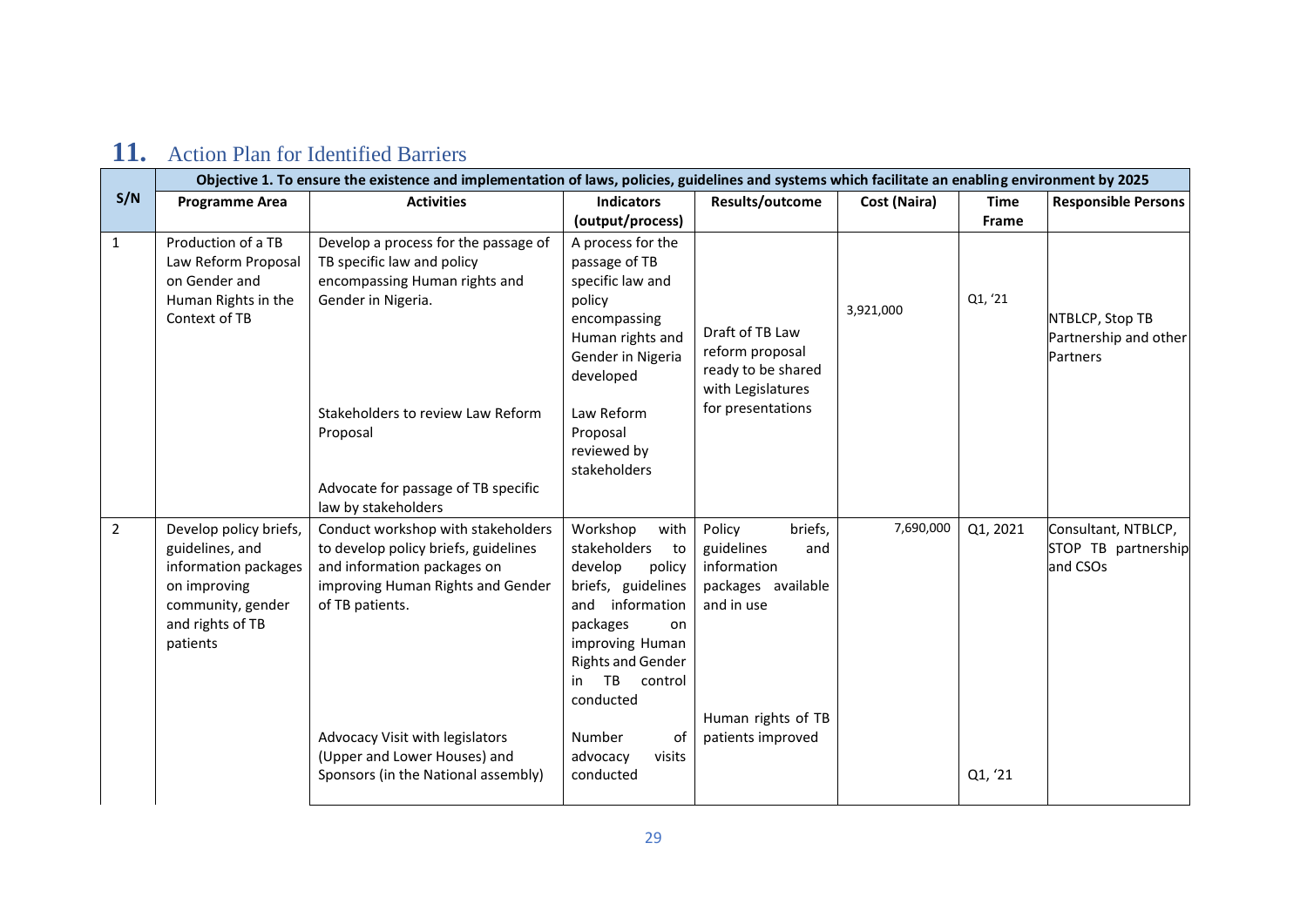# 11. Action Plan for Identified Barriers

| S/N | Objective 1. To ensure the existence and implementation of laws, policies, guidelines and systems which facilitate an enabling environment by 2025 | | | | | | |
|---|---|---|---|---|---|---|---|
| | **Programme Area** | **Activities** | **Indicators (output/process)** | **Results/outcome** | **Cost (Naira)** | **Time Frame** | **Responsible Persons** |
| 1 | Production of a TB Law Reform Proposal on Gender and Human Rights in the Context of TB | Develop a process for the passage of TB specific law and policy encompassing Human rights and Gender in Nigeria. | A process for the passage of TB specific law and policy encompassing Human rights and Gender in Nigeria developed | Draft of TB Law reform proposal ready to be shared with Legislatures for presentations | 3,921,000 | Q1, '21 | NTBLCP, Stop TB Partnership and other Partners |
| | | Stakeholders to review Law Reform Proposal | Law Reform Proposal reviewed by stakeholders | | | | |
| | | Advocate for passage of TB specific law by stakeholders | | | | | |
| 2 | Develop policy briefs, guidelines, and information packages on improving community, gender and rights of TB patients | Conduct workshop with stakeholders to develop policy briefs, guidelines and information packages on improving Human Rights and Gender of TB patients. | Workshop with stakeholders to develop policy briefs, guidelines and information packages on improving Human Rights and Gender in TB control conducted | Policy briefs, guidelines and information packages available and in use | 7,690,000 | Q1, 2021 | Consultant, NTBLCP, STOP TB partnership and CSOs |
| | | Advocacy Visit with legislators (Upper and Lower Houses) and Sponsors (in the National assembly) | Number of advocacy visits conducted | Human rights of TB patients improved | | Q1, '21 | |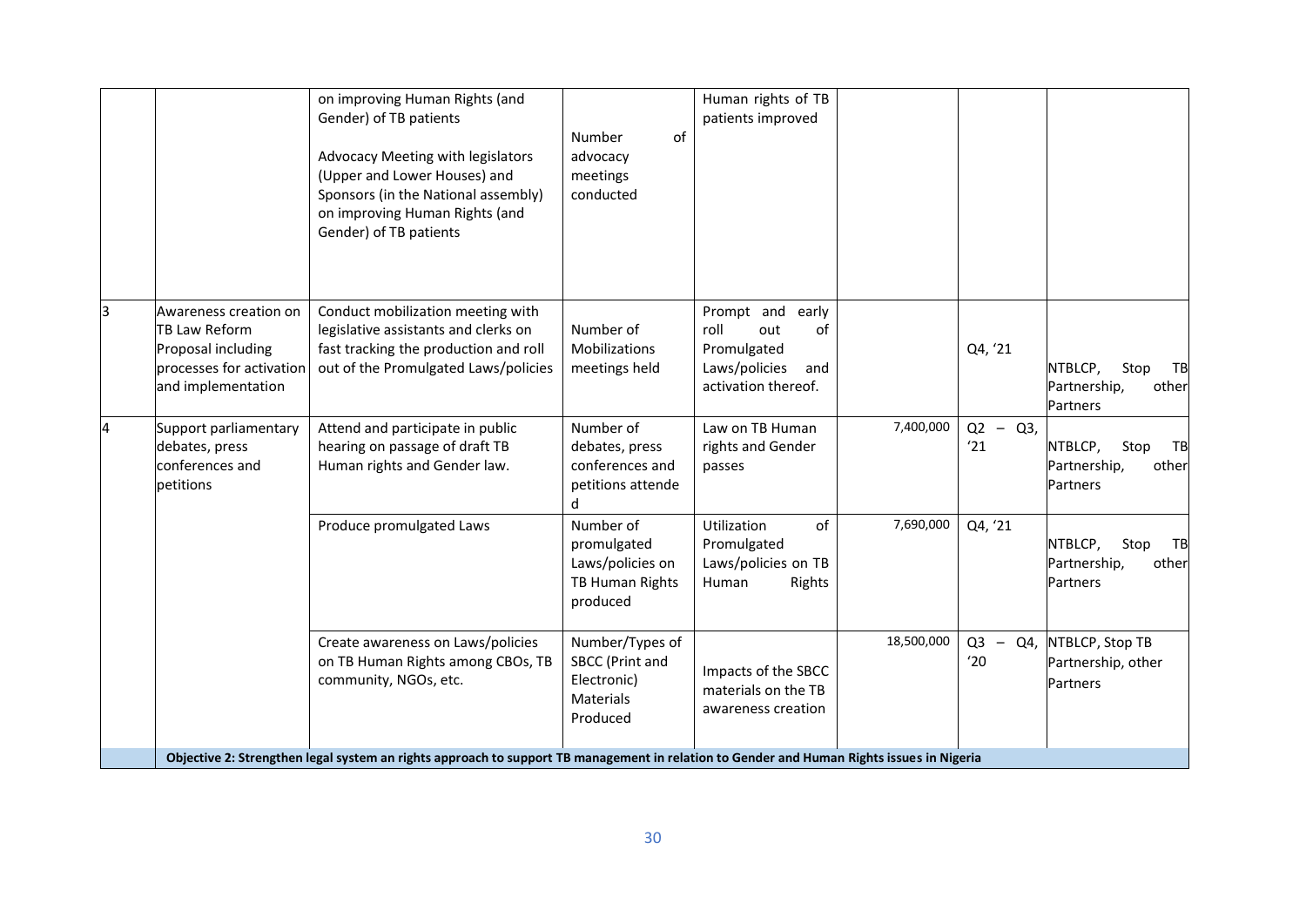| | | | | | | | |
|---|---|---|---|---|---|---|---|
| | | on improving Human Rights (and Gender) of TB patients<br><br>Advocacy Meeting with legislators (Upper and Lower Houses) and Sponsors (in the National assembly) on improving Human Rights (and Gender) of TB patients | Number of advocacy meetings conducted | Human rights of TB patients improved | | | |
| 3 | Awareness creation on TB Law Reform Proposal including processes for activation and implementation | Conduct mobilization meeting with legislative assistants and clerks on fast tracking the production and roll out of the Promulgated Laws/policies | Number of Mobilizations meetings held | Prompt and early roll out of Promulgated Laws/policies and activation thereof. | | Q4, '21 | NTBLCP, Stop TB Partnership, other Partners |
| 4 | Support parliamentary debates, press conferences and petitions | Attend and participate in public hearing on passage of draft TB Human rights and Gender law. | Number of debates, press conferences and petitions attende d | Law on TB Human rights and Gender passes | 7,400,000 | Q2 – Q3, '21 | NTBLCP, Stop TB Partnership, other Partners |
| | | Produce promulgated Laws | Number of promulgated Laws/policies on TB Human Rights produced | Utilization of Promulgated Laws/policies on TB Human Rights | 7,690,000 | Q4, '21 | NTBLCP, Stop TB Partnership, other Partners |
| | | Create awareness on Laws/policies on TB Human Rights among CBOs, TB community, NGOs, etc. | Number/Types of SBCC (Print and Electronic) Materials Produced | Impacts of the SBCC materials on the TB awareness creation | 18,500,000 | Q3 – Q4, '20 | NTBLCP, Stop TB Partnership, other Partners |
| | **Objective 2: Strengthen legal system an rights approach to support TB management in relation to Gender and Human Rights issues in Nigeria** | | | | | | |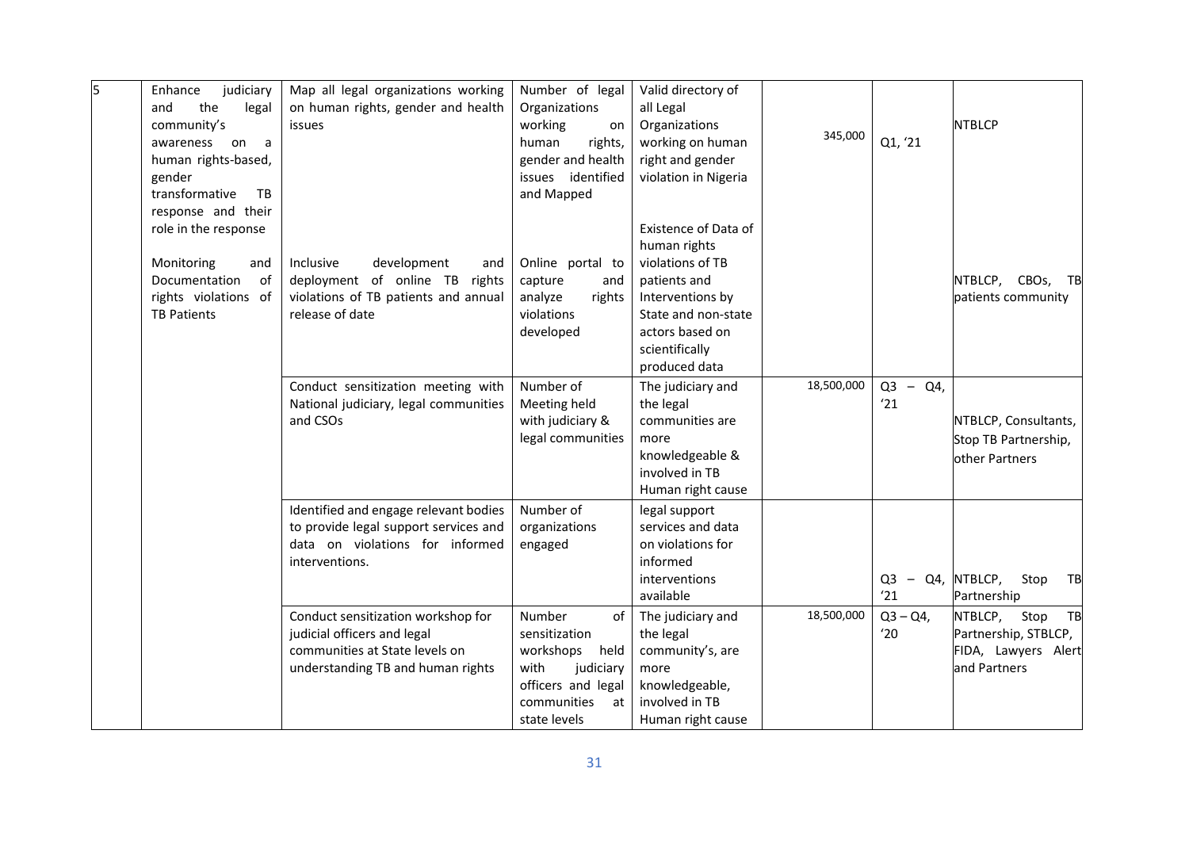| 5 | Enhance judiciary and the legal community's awareness on a human rights-based, gender transformative TB response and their role in the response<br><br>Monitoring and Documentation of rights violations of TB Patients | Map all legal organizations working on human rights, gender and health issues | Number of legal Organizations working on human rights, gender and health issues identified and Mapped | Valid directory of all Legal Organizations working on human right and gender violation in Nigeria | 345,000 | Q1, '21 | NTBLCP |
|---|---|---|---|---|---|---|---|
| | | Inclusive development and deployment of online TB rights violations of TB patients and annual release of date | Online portal to capture and analyze rights violations developed | Existence of Data of human rights violations of TB patients and Interventions by State and non-state actors based on scientifically produced data | | | NTBLCP, CBOs, TB patients community |
| | | Conduct sensitization meeting with National judiciary, legal communities and CSOs | Number of Meeting held with judiciary & legal communities | The judiciary and the legal communities are more knowledgeable & involved in TB Human right cause | 18,500,000 | Q3 – Q4, '21 | NTBLCP, Consultants, Stop TB Partnership, other Partners |
| | | Identified and engage relevant bodies to provide legal support services and data on violations for informed interventions. | Number of organizations engaged | legal support services and data on violations for informed interventions available | | Q3 – Q4, '21 | NTBLCP, Stop TB Partnership |
| | | Conduct sensitization workshop for judicial officers and legal communities at State levels on understanding TB and human rights | Number of sensitization workshops held with judiciary officers and legal communities at state levels | The judiciary and the legal community's, are more knowledgeable, involved in TB Human right cause | 18,500,000 | Q3 – Q4, '20 | NTBLCP, Stop TB Partnership, STBLCP, FIDA, Lawyers Alert and Partners |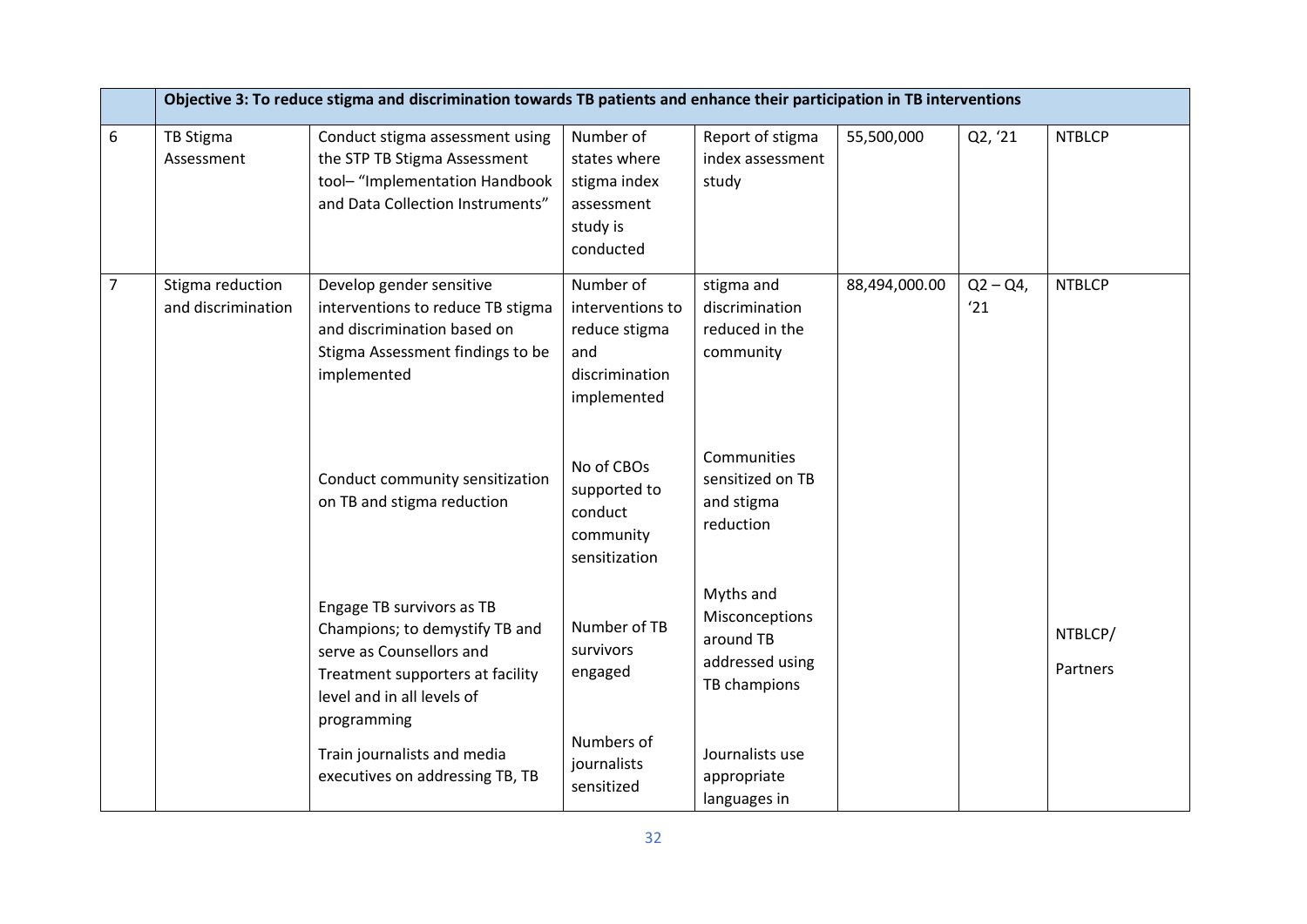| | Objective 3: To reduce stigma and discrimination towards TB patients and enhance their participation in TB interventions | | | | | | |
|---|---|---|---|---|---|---|---|
| 6 | TB Stigma Assessment | Conduct stigma assessment using the STP TB Stigma Assessment tool– "Implementation Handbook and Data Collection Instruments" | Number of states where stigma index assessment study is conducted | Report of stigma index assessment study | 55,500,000 | Q2, '21 | NTBLCP |
| 7 | Stigma reduction and discrimination | Develop gender sensitive interventions to reduce TB stigma and discrimination based on Stigma Assessment findings to be implemented | Number of interventions to reduce stigma and discrimination implemented | stigma and discrimination reduced in the community | 88,494,000.00 | Q2 – Q4, '21 | NTBLCP |
| | | Conduct community sensitization on TB and stigma reduction | No of CBOs supported to conduct community sensitization | Communities sensitized on TB and stigma reduction | | | |
| | | Engage TB survivors as TB Champions; to demystify TB and serve as Counsellors and Treatment supporters at facility level and in all levels of programming | Number of TB survivors engaged | Myths and Misconceptions around TB addressed using TB champions | | | NTBLCP/ Partners |
| | | Train journalists and media executives on addressing TB, TB | Numbers of journalists sensitized | Journalists use appropriate languages in | | | |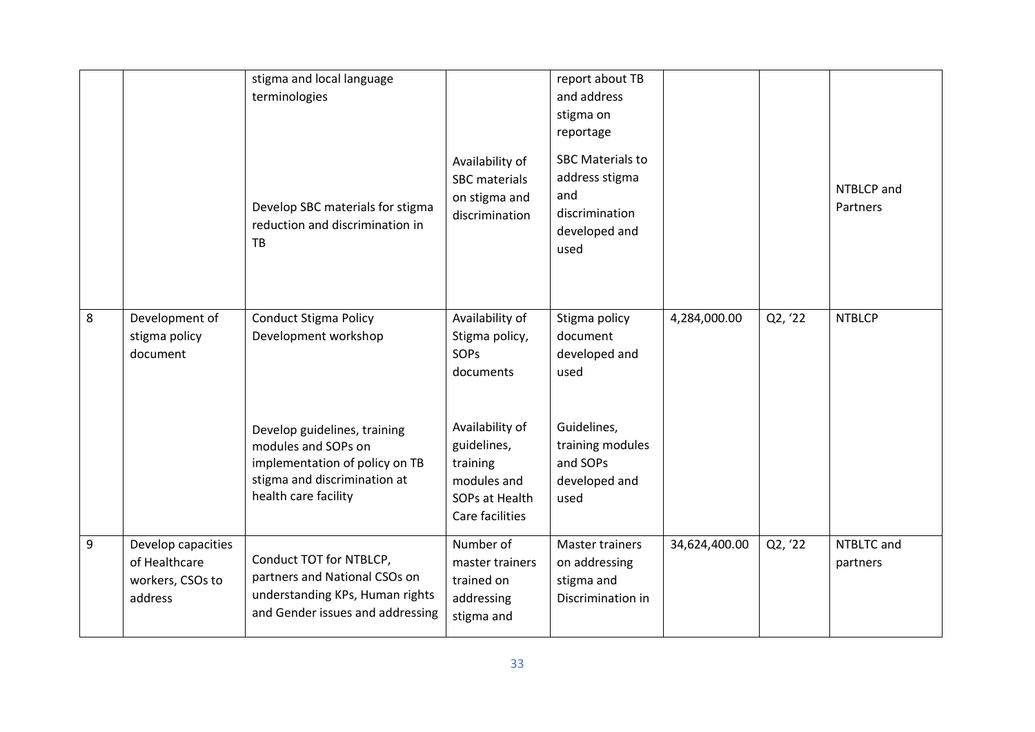| | | stigma and local language terminologies | | report about TB and address stigma on reportage | | | |
|---|---|---|---|---|---|---|---|
| | | Develop SBC materials for stigma reduction and discrimination in TB | Availability of SBC materials on stigma and discrimination | SBC Materials to address stigma and discrimination developed and used | | | NTBLCP and Partners |
| 8 | Development of stigma policy document | Conduct Stigma Policy Development workshop | Availability of Stigma policy, SOPs documents | Stigma policy document developed and used | 4,284,000.00 | Q2, '22 | NTBLCP |
| | | Develop guidelines, training modules and SOPs on implementation of policy on TB stigma and discrimination at health care facility | Availability of guidelines, training modules and SOPs at Health Care facilities | Guidelines, training modules and SOPs developed and used | | | |
| 9 | Develop capacities of Healthcare workers, CSOs to address | Conduct TOT for NTBLCP, partners and National CSOs on understanding KPs, Human rights and Gender issues and addressing | Number of master trainers trained on addressing stigma and | Master trainers on addressing stigma and Discrimination in | 34,624,400.00 | Q2, '22 | NTBLTC and partners |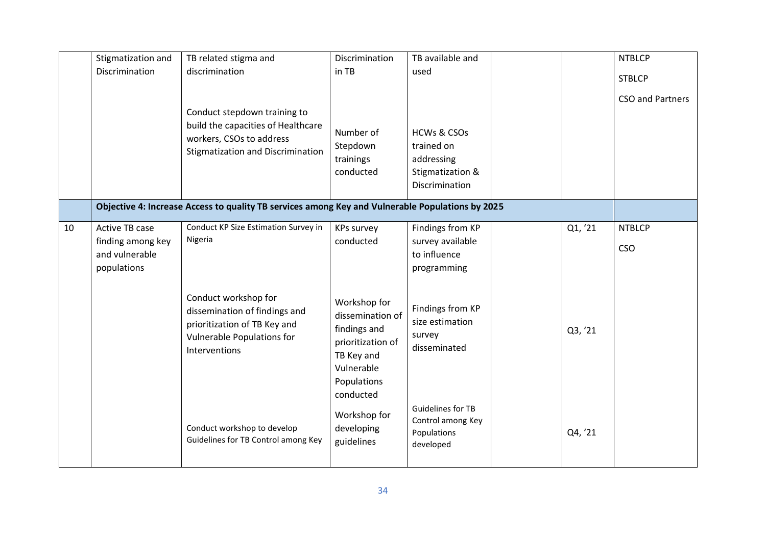| | | | | | | | |
|---|---|---|---|---|---|---|---|
| | Stigmatization and Discrimination | TB related stigma and discrimination | Discrimination in TB | TB available and used | | | NTBLCP<br>STBLCP<br>CSO and Partners |
| | | Conduct stepdown training to build the capacities of Healthcare workers, CSOs to address Stigmatization and Discrimination | Number of Stepdown trainings conducted | HCWs & CSOs trained on addressing Stigmatization & Discrimination | | | |
| | **Objective 4: Increase Access to quality TB services among Key and Vulnerable Populations by 2025** | | | | | | |
| 10 | Active TB case finding among key and vulnerable populations | Conduct KP Size Estimation Survey in Nigeria | KPs survey conducted | Findings from KP survey available to influence programming | | Q1, '21 | NTBLCP<br>CSO |
| | | Conduct workshop for dissemination of findings and prioritization of TB Key and Vulnerable Populations for Interventions | Workshop for dissemination of findings and prioritization of TB Key and Vulnerable Populations conducted | Findings from KP size estimation survey disseminated | | Q3, '21 | |
| | | Conduct workshop to develop Guidelines for TB Control among Key | Workshop for developing guidelines | Guidelines for TB Control among Key Populations developed | | Q4, '21 | |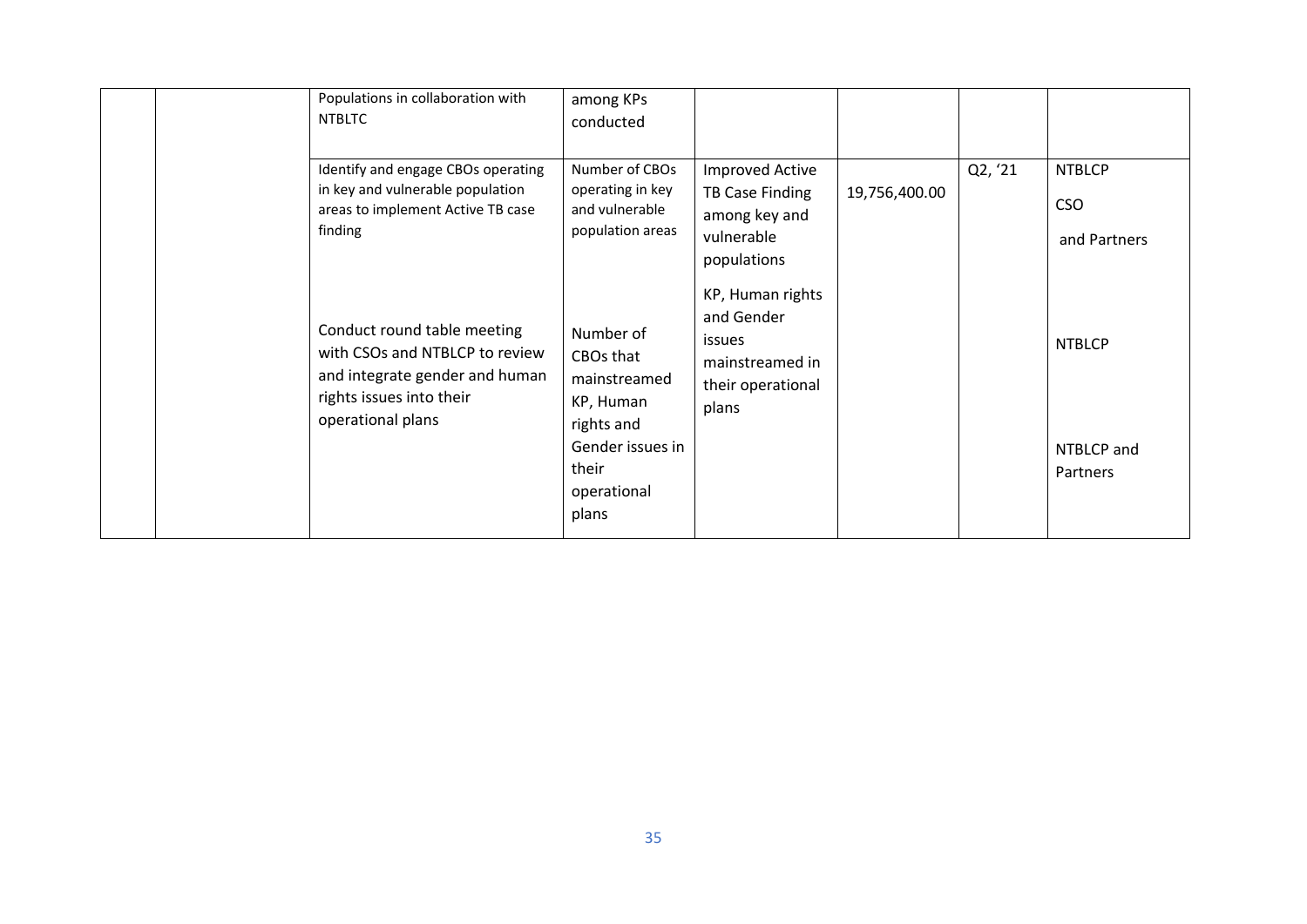| | | | | | | | |
|---|---|---|---|---|---|---|---|
| | | Populations in collaboration with NTBLTC | among KPs conducted | | | | |
| | | Identify and engage CBOs operating in key and vulnerable population areas to implement Active TB case finding | Number of CBOs operating in key and vulnerable population areas | Improved Active TB Case Finding among key and vulnerable populations | 19,756,400.00 | Q2, '21 | NTBLCP<br>CSO<br>and Partners |
| | | Conduct round table meeting with CSOs and NTBLCP to review and integrate gender and human rights issues into their operational plans | Number of CBOs that mainstreamed KP, Human rights and Gender issues in their operational plans | KP, Human rights and Gender issues mainstreamed in their operational plans | | | NTBLCP<br><br>NTBLCP and Partners |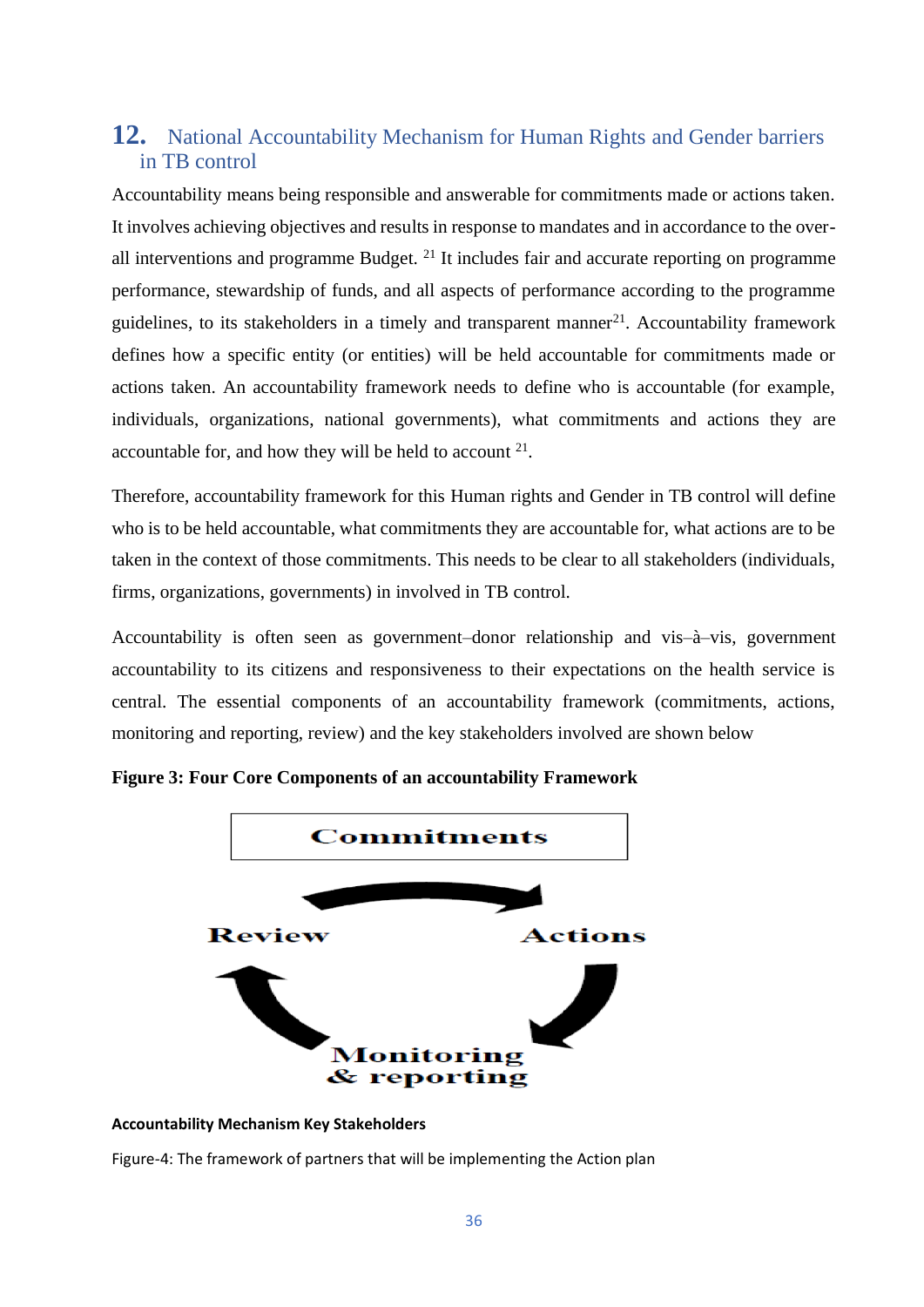## 12. National Accountability Mechanism for Human Rights and Gender barriers in TB control

Accountability means being responsible and answerable for commitments made or actions taken. It involves achieving objectives and results in response to mandates and in accordance to the over-all interventions and programme Budget. [21] It includes fair and accurate reporting on programme performance, stewardship of funds, and all aspects of performance according to the programme guidelines, to its stakeholders in a timely and transparent manner[21]. Accountability framework defines how a specific entity (or entities) will be held accountable for commitments made or actions taken. An accountability framework needs to define who is accountable (for example, individuals, organizations, national governments), what commitments and actions they are accountable for, and how they will be held to account [21].

Therefore, accountability framework for this Human rights and Gender in TB control will define who is to be held accountable, what commitments they are accountable for, what actions are to be taken in the context of those commitments. This needs to be clear to all stakeholders (individuals, firms, organizations, governments) in involved in TB control.

Accountability is often seen as government–donor relationship and vis–à–vis, government accountability to its citizens and responsiveness to their expectations on the health service is central. The essential components of an accountability framework (commitments, actions, monitoring and reporting, review) and the key stakeholders involved are shown below

**Figure 3: Four Core Components of an accountability Framework**

Commitments

Actions

Monitoring & reporting

Review

**Accountability Mechanism Key Stakeholders**

Figure-4: The framework of partners that will be implementing the Action plan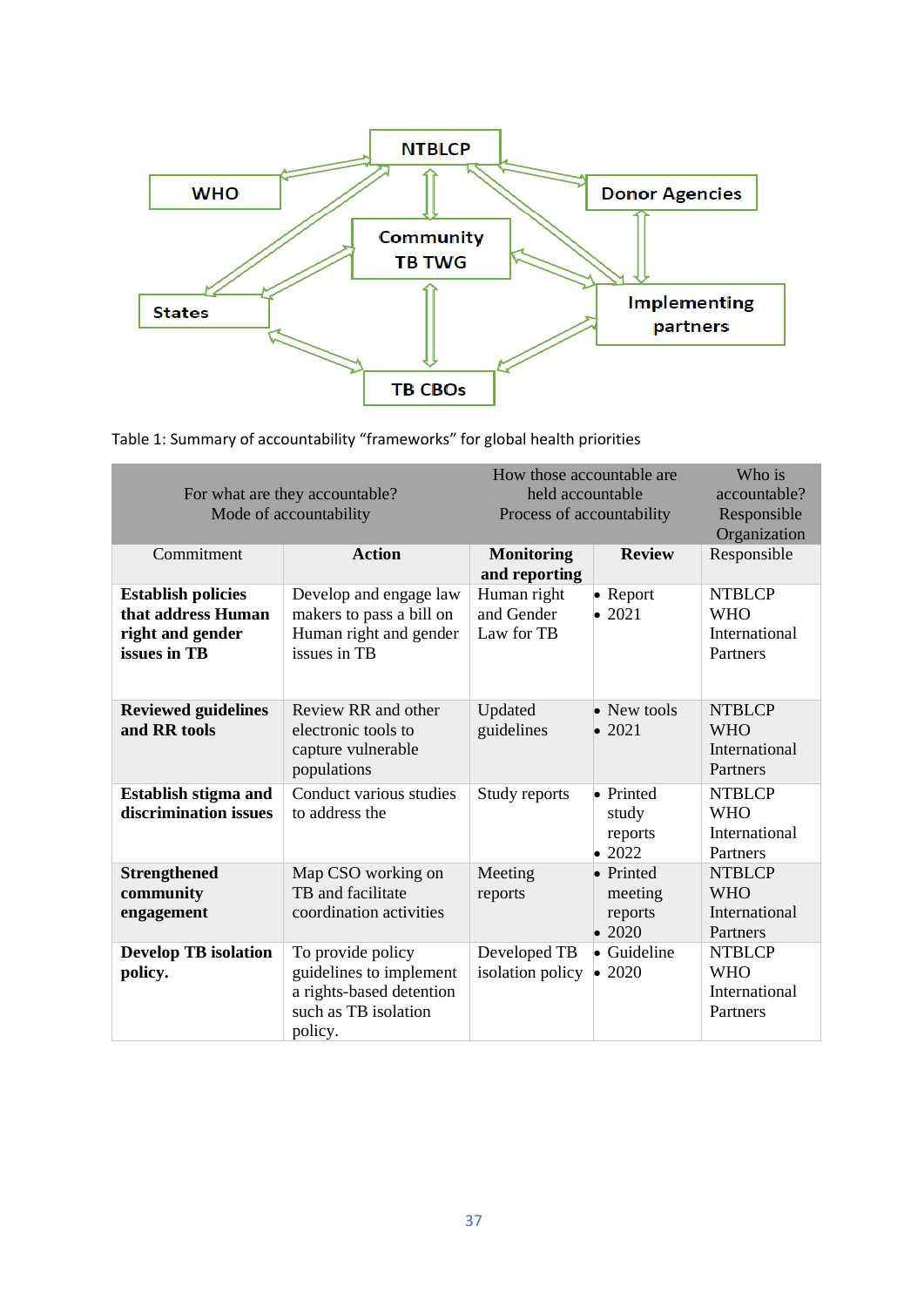NTBLCP

WHO

Donor Agencies

Community TB TWG

States

Implementing partners

TB CBOs

Table 1: Summary of accountability "frameworks" for global health priorities

| For what are they accountable? Mode of accountability | | How those accountable are held accountable Process of accountability | | Who is accountable? Responsible Organization |
|---|---|---|---|---|
| Commitment | **Action** | **Monitoring and reporting** | **Review** | Responsible |
| **Establish policies that address Human right and gender issues in TB** | Develop and engage law makers to pass a bill on Human right and gender issues in TB | Human right and Gender Law for TB | • Report<br>• 2021 | NTBLCP<br>WHO<br>International Partners |
| **Reviewed guidelines and RR tools** | Review RR and other electronic tools to capture vulnerable populations | Updated guidelines | • New tools<br>• 2021 | NTBLCP<br>WHO<br>International Partners |
| **Establish stigma and discrimination issues** | Conduct various studies to address the | Study reports | • Printed study reports<br>• 2022 | NTBLCP<br>WHO<br>International Partners |
| **Strengthened community engagement** | Map CSO working on TB and facilitate coordination activities | Meeting reports | • Printed meeting reports<br>• 2020 | NTBLCP<br>WHO<br>International Partners |
| **Develop TB isolation policy.** | To provide policy guidelines to implement a rights-based detention such as TB isolation policy. | Developed TB isolation policy | • Guideline<br>• 2020 | NTBLCP<br>WHO<br>International Partners |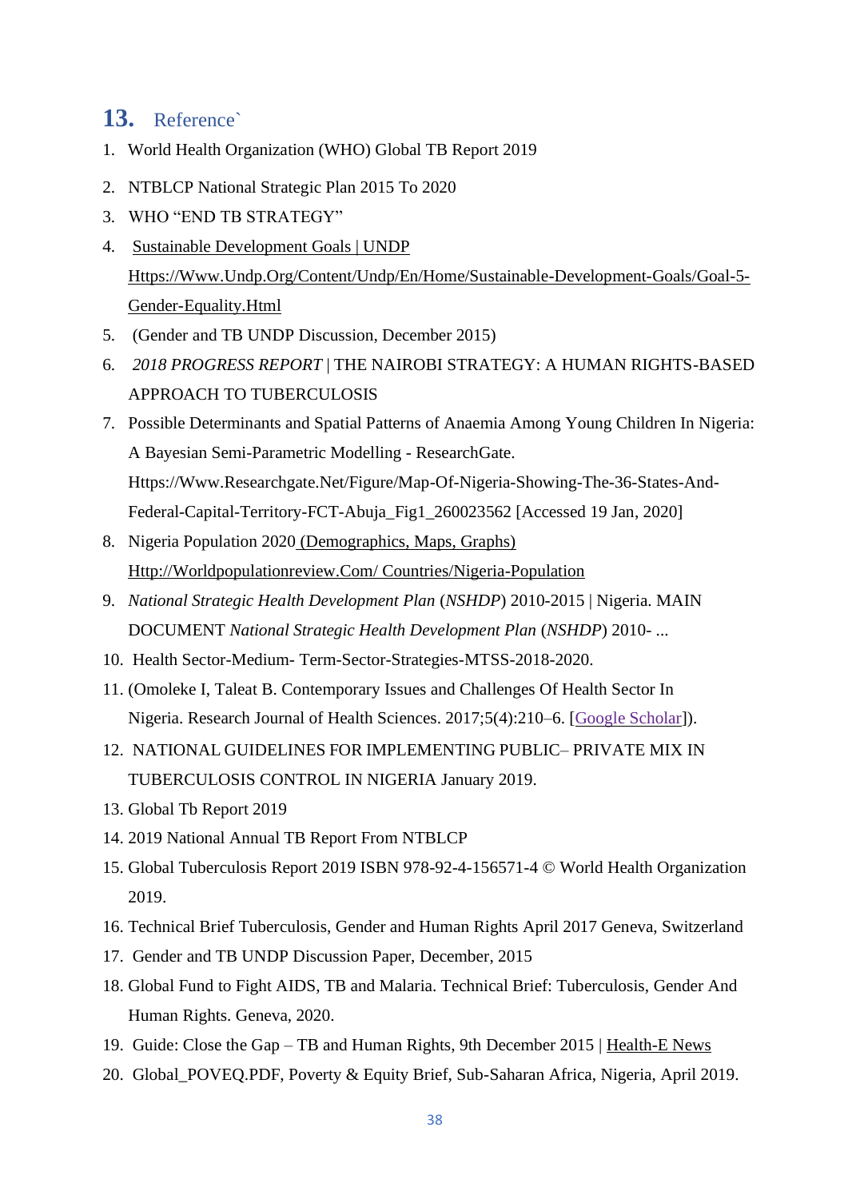## 13. Reference`

1. World Health Organization (WHO) Global TB Report 2019
2. NTBLCP National Strategic Plan 2015 To 2020
3. WHO "END TB STRATEGY"
4. Sustainable Development Goals | UNDP Https://Www.Undp.Org/Content/Undp/En/Home/Sustainable-Development-Goals/Goal-5-Gender-Equality.Html
5. (Gender and TB UNDP Discussion, December 2015)
6. *2018 PROGRESS REPORT* | THE NAIROBI STRATEGY: A HUMAN RIGHTS-BASED APPROACH TO TUBERCULOSIS
7. Possible Determinants and Spatial Patterns of Anaemia Among Young Children In Nigeria: A Bayesian Semi-Parametric Modelling - ResearchGate. Https://Www.Researchgate.Net/Figure/Map-Of-Nigeria-Showing-The-36-States-And-Federal-Capital-Territory-FCT-Abuja_Fig1_260023562 [Accessed 19 Jan, 2020]
8. Nigeria Population 2020 (Demographics, Maps, Graphs) Http://Worldpopulationreview.Com/ Countries/Nigeria-Population
9. *National Strategic Health Development Plan* (*NSHDP*) 2010-2015 | Nigeria. MAIN DOCUMENT *National Strategic Health Development Plan* (*NSHDP*) 2010- ...
10. Health Sector-Medium- Term-Sector-Strategies-MTSS-2018-2020.
11. (Omoleke I, Taleat B. Contemporary Issues and Challenges Of Health Sector In Nigeria. Research Journal of Health Sciences. 2017;5(4):210–6. [Google Scholar]).
12. NATIONAL GUIDELINES FOR IMPLEMENTING PUBLIC– PRIVATE MIX IN TUBERCULOSIS CONTROL IN NIGERIA January 2019.
13. Global Tb Report 2019
14. 2019 National Annual TB Report From NTBLCP
15. Global Tuberculosis Report 2019 ISBN 978-92-4-156571-4 © World Health Organization 2019.
16. Technical Brief Tuberculosis, Gender and Human Rights April 2017 Geneva, Switzerland
17. Gender and TB UNDP Discussion Paper, December, 2015
18. Global Fund to Fight AIDS, TB and Malaria. Technical Brief: Tuberculosis, Gender And Human Rights. Geneva, 2020.
19. Guide: Close the Gap – TB and Human Rights, 9th December 2015 | Health-E News
20. Global_POVEQ.PDF, Poverty & Equity Brief, Sub-Saharan Africa, Nigeria, April 2019.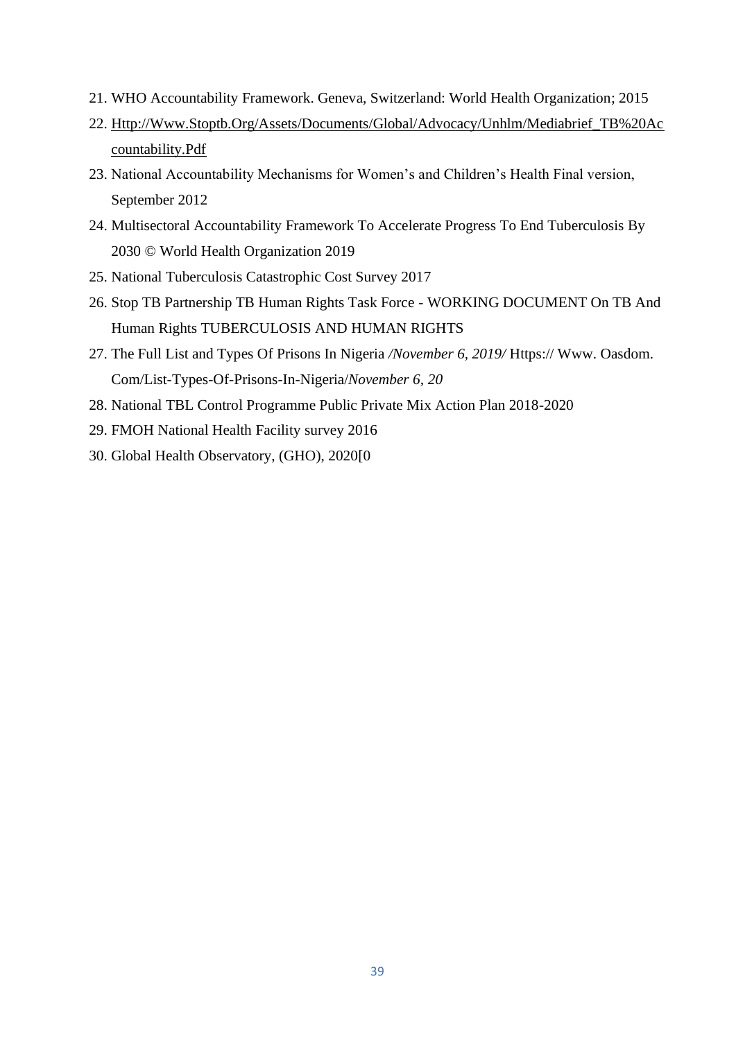21. WHO Accountability Framework. Geneva, Switzerland: World Health Organization; 2015
22. Http://Www.Stoptb.Org/Assets/Documents/Global/Advocacy/Unhlm/Mediabrief_TB%20Accountability.Pdf
23. National Accountability Mechanisms for Women's and Children's Health Final version, September 2012
24. Multisectoral Accountability Framework To Accelerate Progress To End Tuberculosis By 2030 © World Health Organization 2019
25. National Tuberculosis Catastrophic Cost Survey 2017
26. Stop TB Partnership TB Human Rights Task Force - WORKING DOCUMENT On TB And Human Rights TUBERCULOSIS AND HUMAN RIGHTS
27. The Full List and Types Of Prisons In Nigeria */November 6, 2019/* Https:// Www. Oasdom. Com/List-Types-Of-Prisons-In-Nigeria/*November 6, 20*
28. National TBL Control Programme Public Private Mix Action Plan 2018-2020
29. FMOH National Health Facility survey 2016
30. Global Health Observatory, (GHO), 2020[0